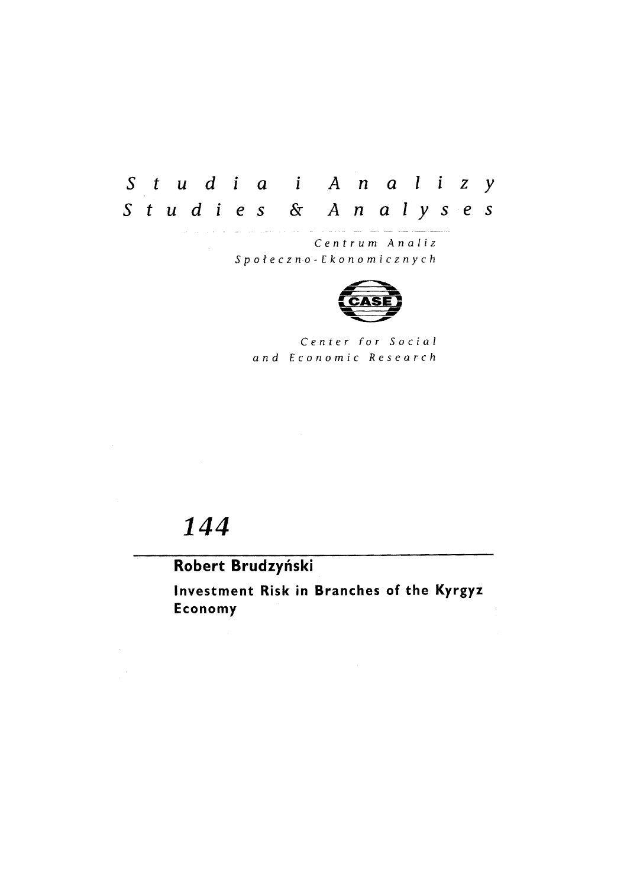*Studia i Analizy*

*Studies & Analyses*

*Centrum Analiz Społeczno-Ekonomicznych*

CASE

*Center for Social and Economic Research*

# 144

**Robert Brudzyński**

**Investment Risk in Branches of the Kyrgyz Economy**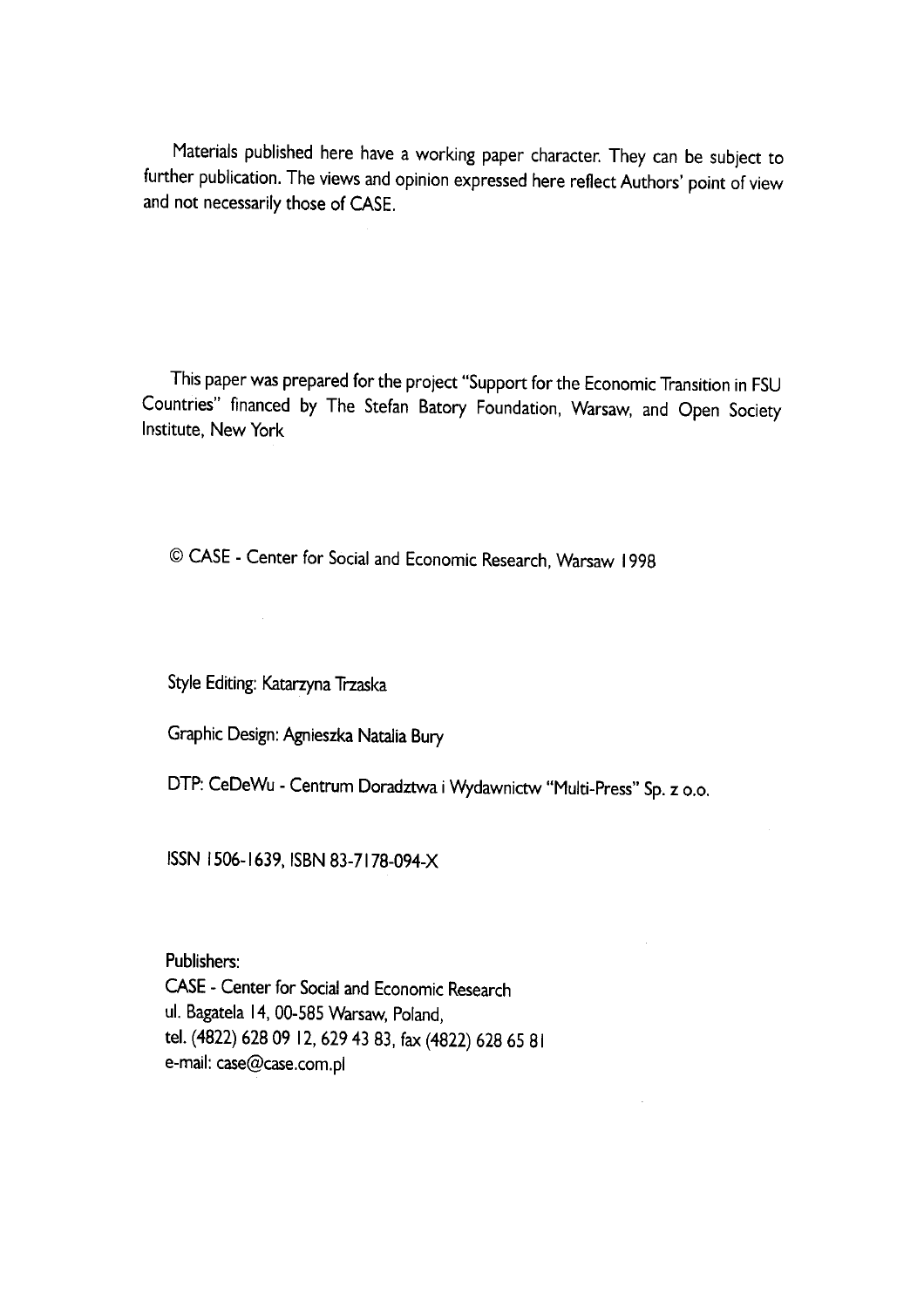Materials published here have a working paper character. They can be subject to further publication. The views and opinion expressed here reflect Authors' point of view and not necessarily those of CASE.

This paper was prepared for the project "Support for the Economic Transition in FSU Countries" financed by The Stefan Batory Foundation, Warsaw, and Open Society Institute, New York

© CASE - Center for Social and Economic Research, Warsaw 1998

Style Editing: Katarzyna Trzaska

Graphic Design: Agnieszka Natalia Bury

DTP: CeDeWu - Centrum Doradztwa i Wydawnictw "Multi-Press" Sp. z o.o.

ISSN 1506-1639, ISBN 83-7178-094-X

Publishers:
CASE - Center for Social and Economic Research
ul. Bagatela 14, 00-585 Warsaw, Poland,
tel. (4822) 628 09 12, 629 43 83, fax (4822) 628 65 81
e-mail: case@case.com.pl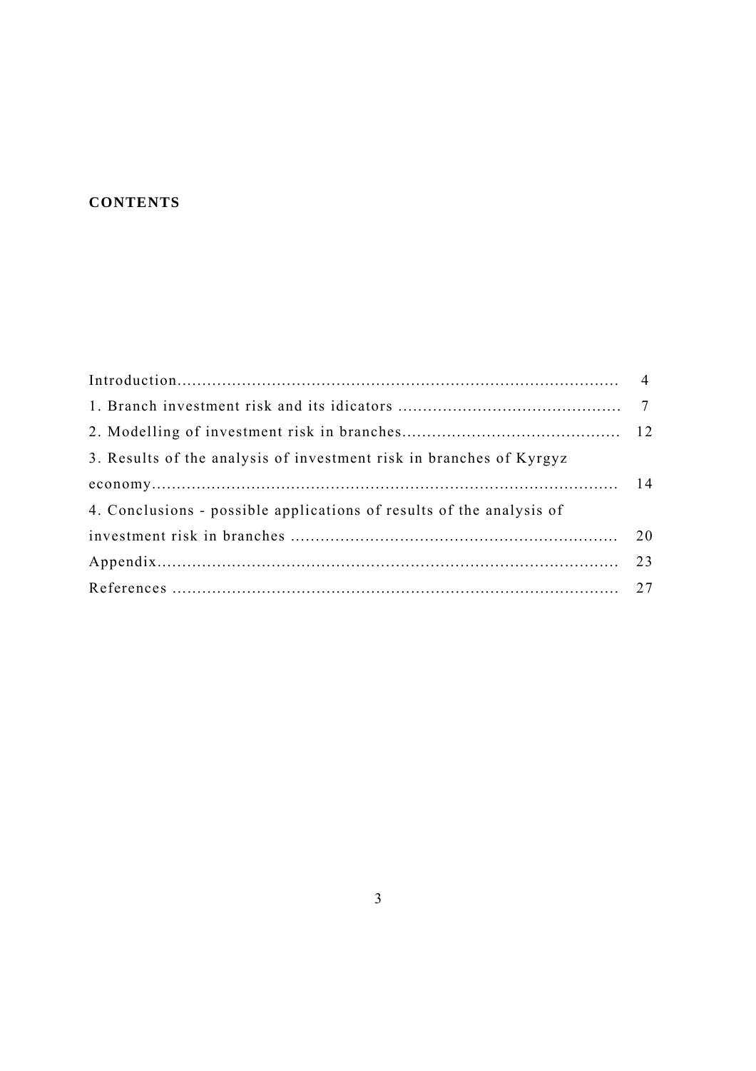**CONTENTS**

| | |
|---|---|
| Introduction | 4 |
| 1. Branch investment risk and its idicators | 7 |
| 2. Modelling of investment risk in branches | 12 |
| 3. Results of the analysis of investment risk in branches of Kyrgyz economy | 14 |
| 4. Conclusions - possible applications of results of the analysis of investment risk in branches | 20 |
| Appendix | 23 |
| References | 27 |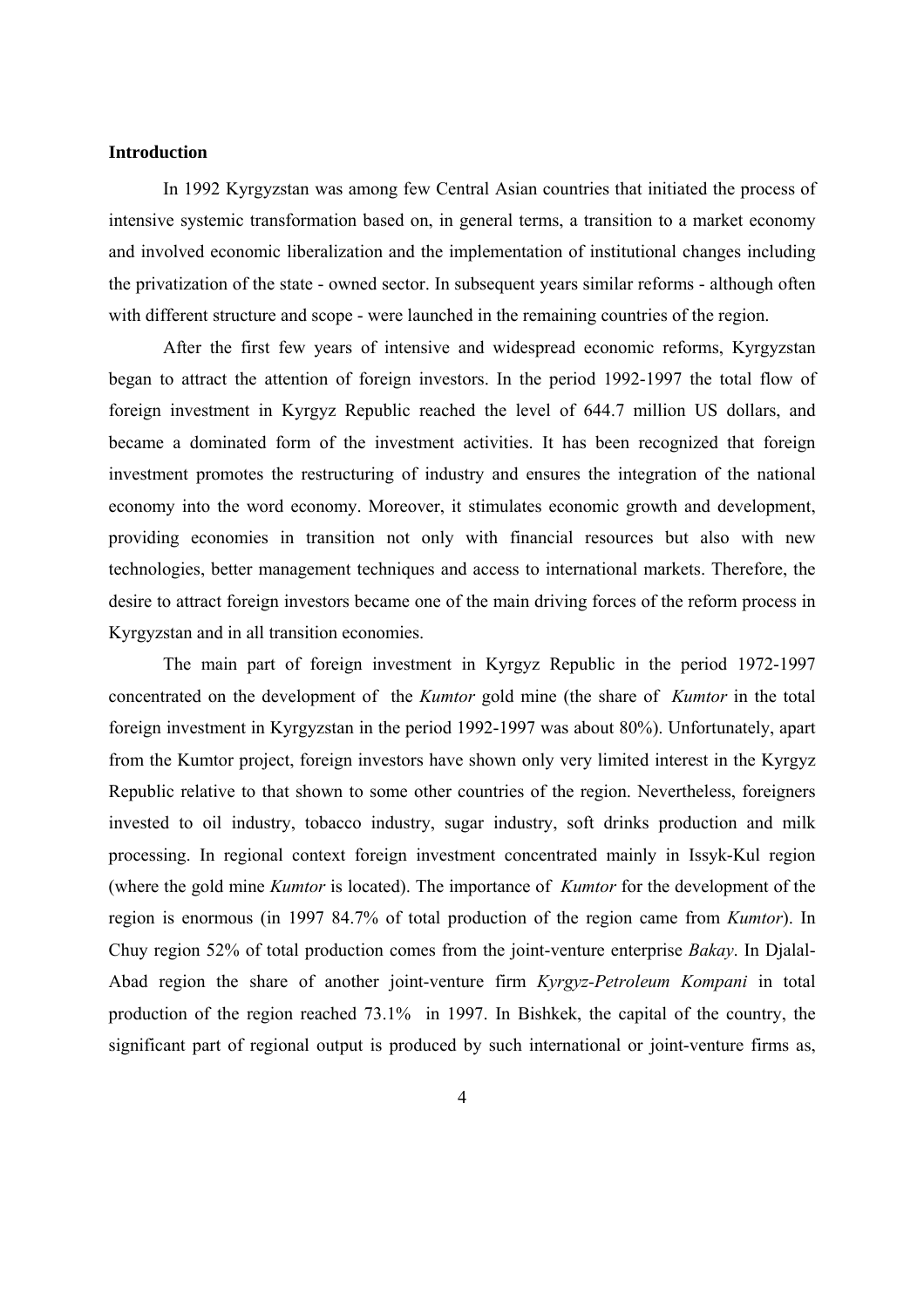## Introduction

In 1992 Kyrgyzstan was among few Central Asian countries that initiated the process of intensive systemic transformation based on, in general terms, a transition to a market economy and involved economic liberalization and the implementation of institutional changes including the privatization of the state - owned sector. In subsequent years similar reforms - although often with different structure and scope - were launched in the remaining countries of the region.

After the first few years of intensive and widespread economic reforms, Kyrgyzstan began to attract the attention of foreign investors. In the period 1992-1997 the total flow of foreign investment in Kyrgyz Republic reached the level of 644.7 million US dollars, and became a dominated form of the investment activities. It has been recognized that foreign investment promotes the restructuring of industry and ensures the integration of the national economy into the word economy. Moreover, it stimulates economic growth and development, providing economies in transition not only with financial resources but also with new technologies, better management techniques and access to international markets. Therefore, the desire to attract foreign investors became one of the main driving forces of the reform process in Kyrgyzstan and in all transition economies.

The main part of foreign investment in Kyrgyz Republic in the period 1972-1997 concentrated on the development of the *Kumtor* gold mine (the share of *Kumtor* in the total foreign investment in Kyrgyzstan in the period 1992-1997 was about 80%). Unfortunately, apart from the Kumtor project, foreign investors have shown only very limited interest in the Kyrgyz Republic relative to that shown to some other countries of the region. Nevertheless, foreigners invested to oil industry, tobacco industry, sugar industry, soft drinks production and milk processing. In regional context foreign investment concentrated mainly in Issyk-Kul region (where the gold mine *Kumtor* is located). The importance of *Kumtor* for the development of the region is enormous (in 1997 84.7% of total production of the region came from *Kumtor*). In Chuy region 52% of total production comes from the joint-venture enterprise *Bakay*. In Djalal-Abad region the share of another joint-venture firm *Kyrgyz-Petroleum Kompani* in total production of the region reached 73.1% in 1997. In Bishkek, the capital of the country, the significant part of regional output is produced by such international or joint-venture firms as,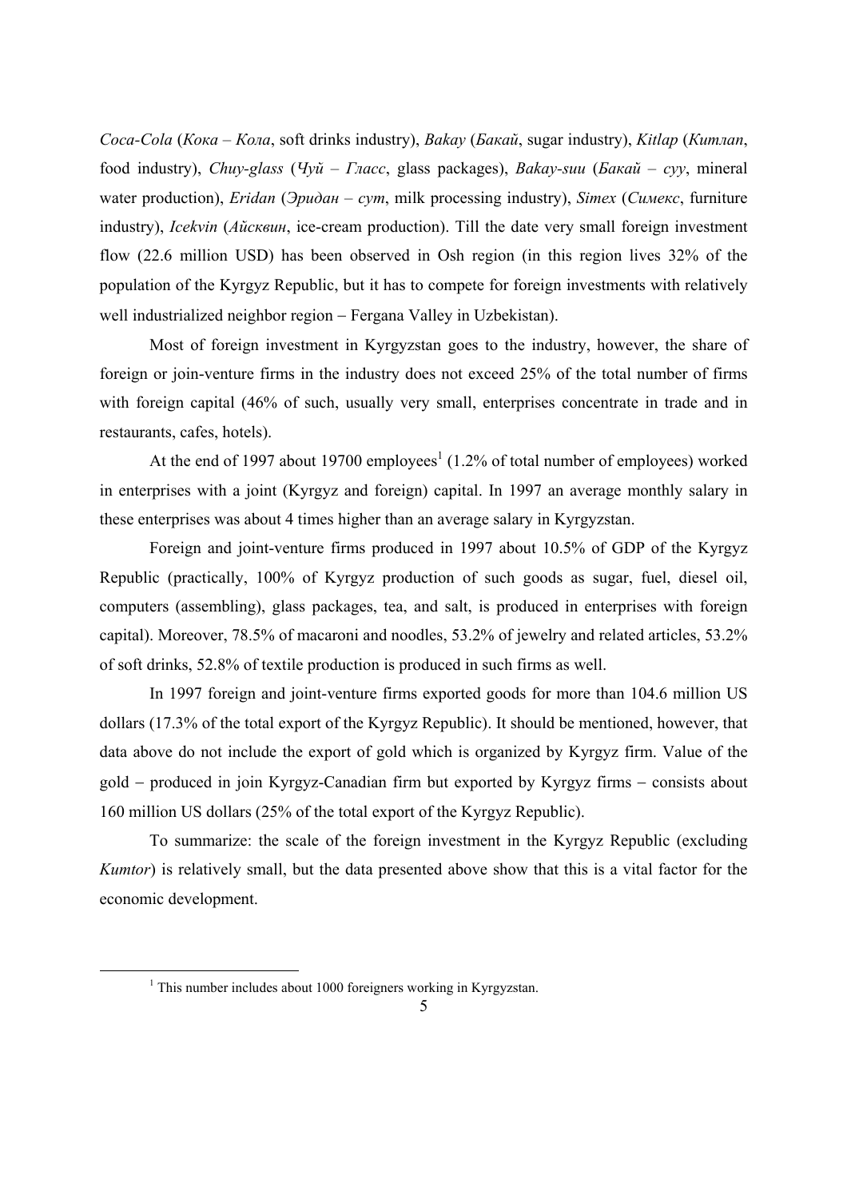*Coca-Cola* (*Кока – Кола*, soft drinks industry), *Bakay* (*Бакай*, sugar industry), *Kitlap* (*Китлап*, food industry), *Chuy-glass* (*Чуй – Гласс*, glass packages), *Bakay-suu* (*Бакай – суу*, mineral water production), *Eridan* (*Эридан – сут*, milk processing industry), *Simex* (*Симекс*, furniture industry), *Icekvin* (*Айсквин*, ice-cream production). Till the date very small foreign investment flow (22.6 million USD) has been observed in Osh region (in this region lives 32% of the population of the Kyrgyz Republic, but it has to compete for foreign investments with relatively well industrialized neighbor region – Fergana Valley in Uzbekistan).

Most of foreign investment in Kyrgyzstan goes to the industry, however, the share of foreign or join-venture firms in the industry does not exceed 25% of the total number of firms with foreign capital (46% of such, usually very small, enterprises concentrate in trade and in restaurants, cafes, hotels).

At the end of 1997 about 19700 employees[1] (1.2% of total number of employees) worked in enterprises with a joint (Kyrgyz and foreign) capital. In 1997 an average monthly salary in these enterprises was about 4 times higher than an average salary in Kyrgyzstan.

Foreign and joint-venture firms produced in 1997 about 10.5% of GDP of the Kyrgyz Republic (practically, 100% of Kyrgyz production of such goods as sugar, fuel, diesel oil, computers (assembling), glass packages, tea, and salt, is produced in enterprises with foreign capital). Moreover, 78.5% of macaroni and noodles, 53.2% of jewelry and related articles, 53.2% of soft drinks, 52.8% of textile production is produced in such firms as well.

In 1997 foreign and joint-venture firms exported goods for more than 104.6 million US dollars (17.3% of the total export of the Kyrgyz Republic). It should be mentioned, however, that data above do not include the export of gold which is organized by Kyrgyz firm. Value of the gold – produced in join Kyrgyz-Canadian firm but exported by Kyrgyz firms – consists about 160 million US dollars (25% of the total export of the Kyrgyz Republic).

To summarize: the scale of the foreign investment in the Kyrgyz Republic (excluding *Kumtor*) is relatively small, but the data presented above show that this is a vital factor for the economic development.

[1] This number includes about 1000 foreigners working in Kyrgyzstan.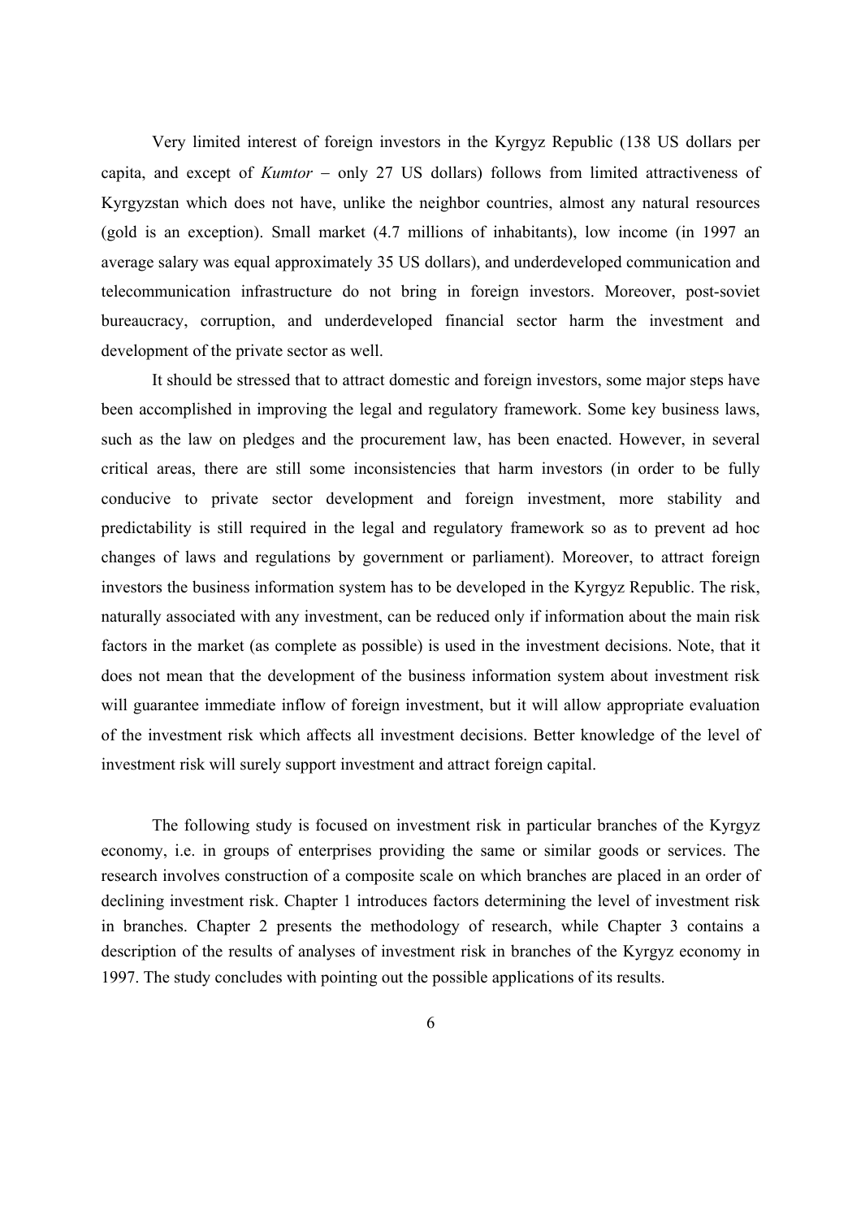Very limited interest of foreign investors in the Kyrgyz Republic (138 US dollars per capita, and except of *Kumtor* – only 27 US dollars) follows from limited attractiveness of Kyrgyzstan which does not have, unlike the neighbor countries, almost any natural resources (gold is an exception). Small market (4.7 millions of inhabitants), low income (in 1997 an average salary was equal approximately 35 US dollars), and underdeveloped communication and telecommunication infrastructure do not bring in foreign investors. Moreover, post-soviet bureaucracy, corruption, and underdeveloped financial sector harm the investment and development of the private sector as well.

It should be stressed that to attract domestic and foreign investors, some major steps have been accomplished in improving the legal and regulatory framework. Some key business laws, such as the law on pledges and the procurement law, has been enacted. However, in several critical areas, there are still some inconsistencies that harm investors (in order to be fully conducive to private sector development and foreign investment, more stability and predictability is still required in the legal and regulatory framework so as to prevent ad hoc changes of laws and regulations by government or parliament). Moreover, to attract foreign investors the business information system has to be developed in the Kyrgyz Republic. The risk, naturally associated with any investment, can be reduced only if information about the main risk factors in the market (as complete as possible) is used in the investment decisions. Note, that it does not mean that the development of the business information system about investment risk will guarantee immediate inflow of foreign investment, but it will allow appropriate evaluation of the investment risk which affects all investment decisions. Better knowledge of the level of investment risk will surely support investment and attract foreign capital.

The following study is focused on investment risk in particular branches of the Kyrgyz economy, i.e. in groups of enterprises providing the same or similar goods or services. The research involves construction of a composite scale on which branches are placed in an order of declining investment risk. Chapter 1 introduces factors determining the level of investment risk in branches. Chapter 2 presents the methodology of research, while Chapter 3 contains a description of the results of analyses of investment risk in branches of the Kyrgyz economy in 1997. The study concludes with pointing out the possible applications of its results.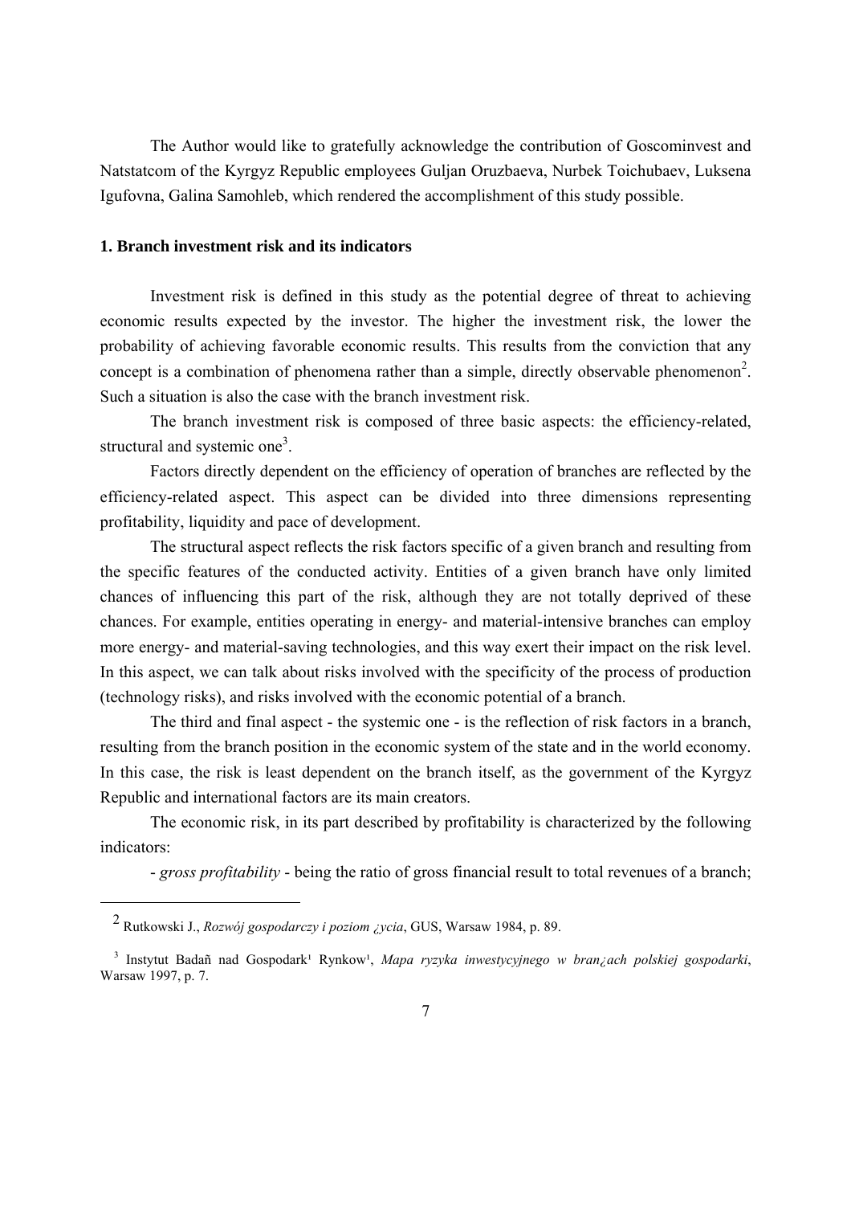The Author would like to gratefully acknowledge the contribution of Goscominvest and Natstatcom of the Kyrgyz Republic employees Guljan Oruzbaeva, Nurbek Toichubaev, Luksena Igufovna, Galina Samohleb, which rendered the accomplishment of this study possible.

## 1. Branch investment risk and its indicators

Investment risk is defined in this study as the potential degree of threat to achieving economic results expected by the investor. The higher the investment risk, the lower the probability of achieving favorable economic results. This results from the conviction that any concept is a combination of phenomena rather than a simple, directly observable phenomenon[2]. Such a situation is also the case with the branch investment risk.

The branch investment risk is composed of three basic aspects: the efficiency-related, structural and systemic one[3].

Factors directly dependent on the efficiency of operation of branches are reflected by the efficiency-related aspect. This aspect can be divided into three dimensions representing profitability, liquidity and pace of development.

The structural aspect reflects the risk factors specific of a given branch and resulting from the specific features of the conducted activity. Entities of a given branch have only limited chances of influencing this part of the risk, although they are not totally deprived of these chances. For example, entities operating in energy- and material-intensive branches can employ more energy- and material-saving technologies, and this way exert their impact on the risk level. In this aspect, we can talk about risks involved with the specificity of the process of production (technology risks), and risks involved with the economic potential of a branch.

The third and final aspect - the systemic one - is the reflection of risk factors in a branch, resulting from the branch position in the economic system of the state and in the world economy. In this case, the risk is least dependent on the branch itself, as the government of the Kyrgyz Republic and international factors are its main creators.

The economic risk, in its part described by profitability is characterized by the following indicators:

- *gross profitability* - being the ratio of gross financial result to total revenues of a branch;

---

[2] Rutkowski J., *Rozwój gospodarczy i poziom ¿ycia*, GUS, Warsaw 1984, p. 89.

[3] Instytut Badañ nad Gospodark¹ Rynkow¹, *Mapa ryzyka inwestycyjnego w bran¿ach polskiej gospodarki*, Warsaw 1997, p. 7.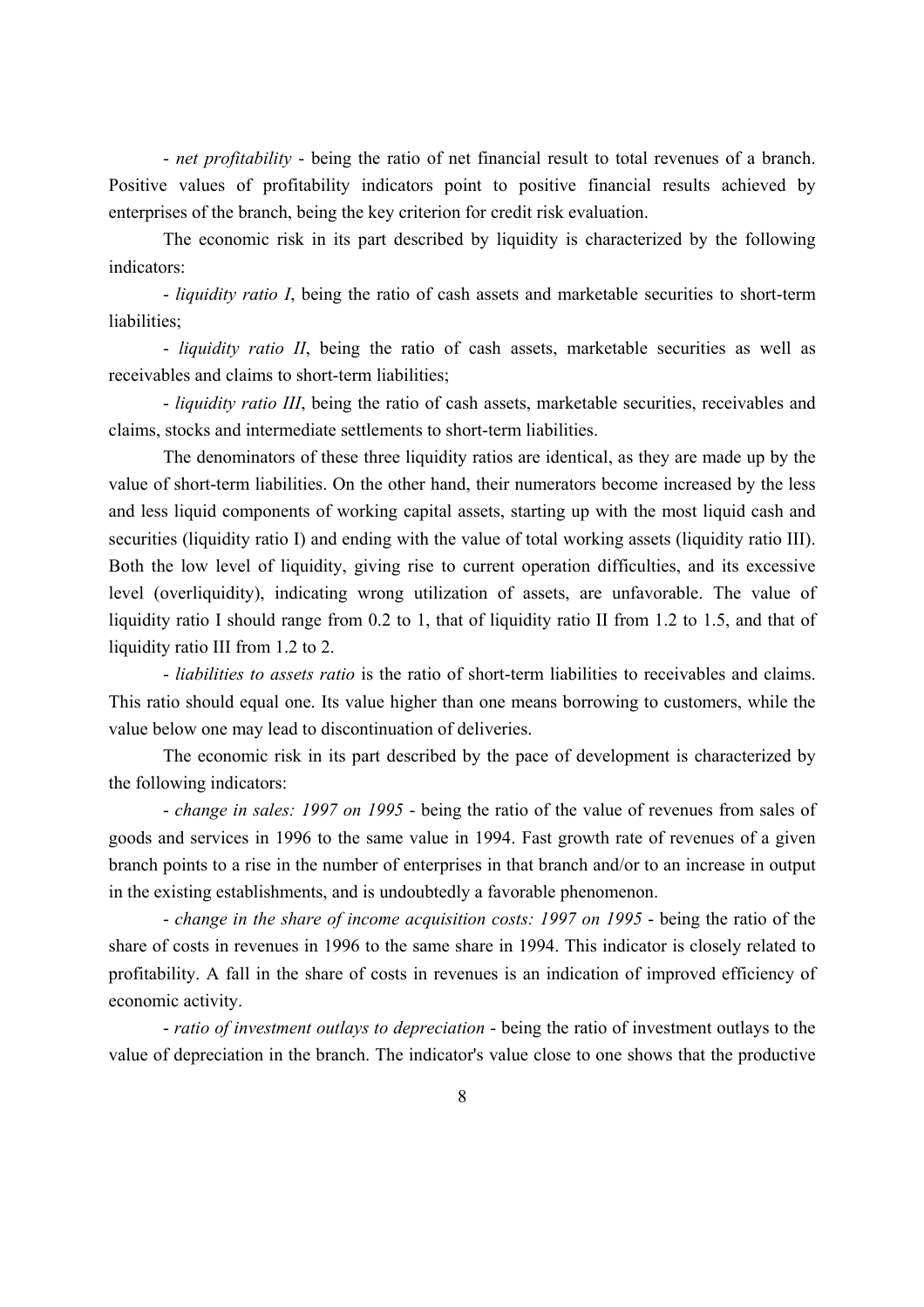- *net profitability* - being the ratio of net financial result to total revenues of a branch. Positive values of profitability indicators point to positive financial results achieved by enterprises of the branch, being the key criterion for credit risk evaluation.

The economic risk in its part described by liquidity is characterized by the following indicators:

- *liquidity ratio I*, being the ratio of cash assets and marketable securities to short-term liabilities;

- *liquidity ratio II*, being the ratio of cash assets, marketable securities as well as receivables and claims to short-term liabilities;

- *liquidity ratio III*, being the ratio of cash assets, marketable securities, receivables and claims, stocks and intermediate settlements to short-term liabilities.

The denominators of these three liquidity ratios are identical, as they are made up by the value of short-term liabilities. On the other hand, their numerators become increased by the less and less liquid components of working capital assets, starting up with the most liquid cash and securities (liquidity ratio I) and ending with the value of total working assets (liquidity ratio III). Both the low level of liquidity, giving rise to current operation difficulties, and its excessive level (overliquidity), indicating wrong utilization of assets, are unfavorable. The value of liquidity ratio I should range from 0.2 to 1, that of liquidity ratio II from 1.2 to 1.5, and that of liquidity ratio III from 1.2 to 2.

- *liabilities to assets ratio* is the ratio of short-term liabilities to receivables and claims. This ratio should equal one. Its value higher than one means borrowing to customers, while the value below one may lead to discontinuation of deliveries.

The economic risk in its part described by the pace of development is characterized by the following indicators:

- *change in sales: 1997 on 1995* - being the ratio of the value of revenues from sales of goods and services in 1996 to the same value in 1994. Fast growth rate of revenues of a given branch points to a rise in the number of enterprises in that branch and/or to an increase in output in the existing establishments, and is undoubtedly a favorable phenomenon.

- *change in the share of income acquisition costs: 1997 on 1995* - being the ratio of the share of costs in revenues in 1996 to the same share in 1994. This indicator is closely related to profitability. A fall in the share of costs in revenues is an indication of improved efficiency of economic activity.

- *ratio of investment outlays to depreciation* - being the ratio of investment outlays to the value of depreciation in the branch. The indicator's value close to one shows that the productive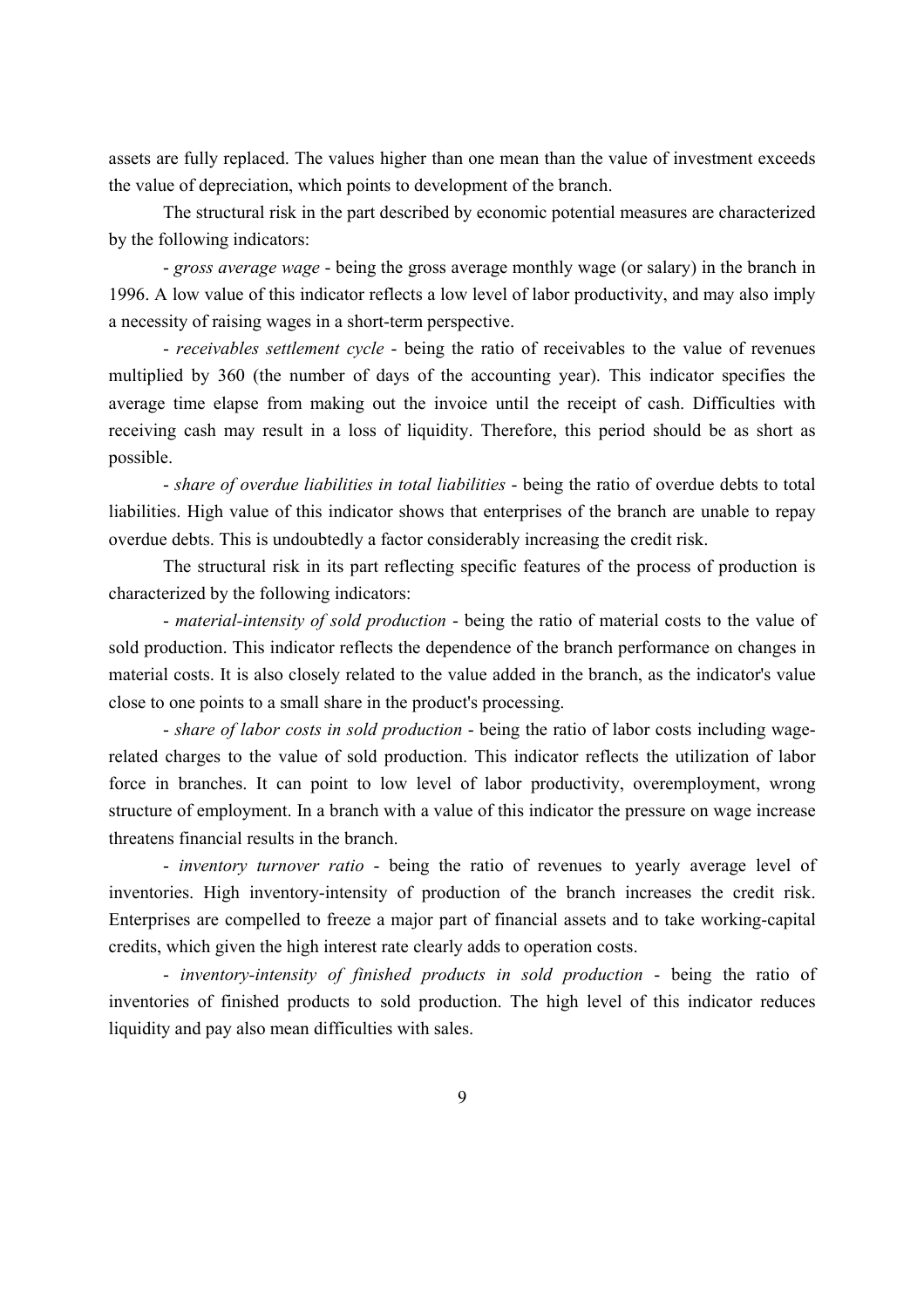assets are fully replaced. The values higher than one mean than the value of investment exceeds the value of depreciation, which points to development of the branch.

The structural risk in the part described by economic potential measures are characterized by the following indicators:

- *gross average wage* - being the gross average monthly wage (or salary) in the branch in 1996. A low value of this indicator reflects a low level of labor productivity, and may also imply a necessity of raising wages in a short-term perspective.

- *receivables settlement cycle* - being the ratio of receivables to the value of revenues multiplied by 360 (the number of days of the accounting year). This indicator specifies the average time elapse from making out the invoice until the receipt of cash. Difficulties with receiving cash may result in a loss of liquidity. Therefore, this period should be as short as possible.

- *share of overdue liabilities in total liabilities* - being the ratio of overdue debts to total liabilities. High value of this indicator shows that enterprises of the branch are unable to repay overdue debts. This is undoubtedly a factor considerably increasing the credit risk.

The structural risk in its part reflecting specific features of the process of production is characterized by the following indicators:

- *material-intensity of sold production* - being the ratio of material costs to the value of sold production. This indicator reflects the dependence of the branch performance on changes in material costs. It is also closely related to the value added in the branch, as the indicator's value close to one points to a small share in the product's processing.

- *share of labor costs in sold production* - being the ratio of labor costs including wage-related charges to the value of sold production. This indicator reflects the utilization of labor force in branches. It can point to low level of labor productivity, overemployment, wrong structure of employment. In a branch with a value of this indicator the pressure on wage increase threatens financial results in the branch.

- *inventory turnover ratio* - being the ratio of revenues to yearly average level of inventories. High inventory-intensity of production of the branch increases the credit risk. Enterprises are compelled to freeze a major part of financial assets and to take working-capital credits, which given the high interest rate clearly adds to operation costs.

- *inventory-intensity of finished products in sold production* - being the ratio of inventories of finished products to sold production. The high level of this indicator reduces liquidity and pay also mean difficulties with sales.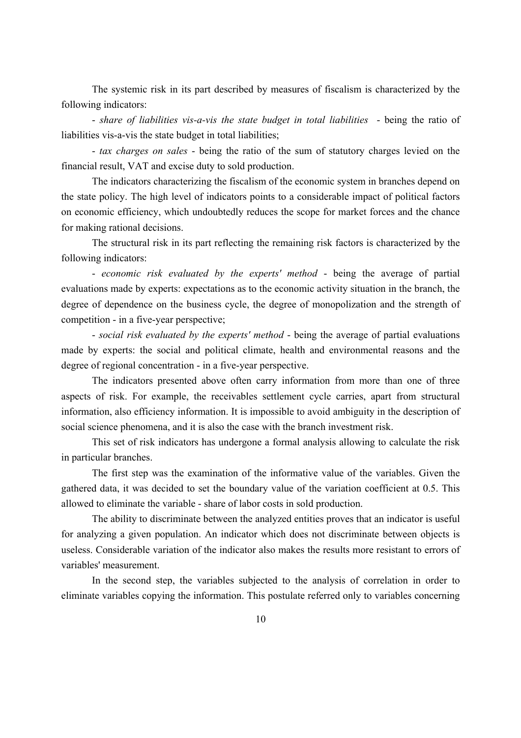The systemic risk in its part described by measures of fiscalism is characterized by the following indicators:

- *share of liabilities vis-a-vis the state budget in total liabilities* - being the ratio of liabilities vis-a-vis the state budget in total liabilities;

- *tax charges on sales* - being the ratio of the sum of statutory charges levied on the financial result, VAT and excise duty to sold production.

The indicators characterizing the fiscalism of the economic system in branches depend on the state policy. The high level of indicators points to a considerable impact of political factors on economic efficiency, which undoubtedly reduces the scope for market forces and the chance for making rational decisions.

The structural risk in its part reflecting the remaining risk factors is characterized by the following indicators:

- *economic risk evaluated by the experts' method* - being the average of partial evaluations made by experts: expectations as to the economic activity situation in the branch, the degree of dependence on the business cycle, the degree of monopolization and the strength of competition - in a five-year perspective;

- *social risk evaluated by the experts' method* - being the average of partial evaluations made by experts: the social and political climate, health and environmental reasons and the degree of regional concentration - in a five-year perspective.

The indicators presented above often carry information from more than one of three aspects of risk. For example, the receivables settlement cycle carries, apart from structural information, also efficiency information. It is impossible to avoid ambiguity in the description of social science phenomena, and it is also the case with the branch investment risk.

This set of risk indicators has undergone a formal analysis allowing to calculate the risk in particular branches.

The first step was the examination of the informative value of the variables. Given the gathered data, it was decided to set the boundary value of the variation coefficient at 0.5. This allowed to eliminate the variable - share of labor costs in sold production.

The ability to discriminate between the analyzed entities proves that an indicator is useful for analyzing a given population. An indicator which does not discriminate between objects is useless. Considerable variation of the indicator also makes the results more resistant to errors of variables' measurement.

In the second step, the variables subjected to the analysis of correlation in order to eliminate variables copying the information. This postulate referred only to variables concerning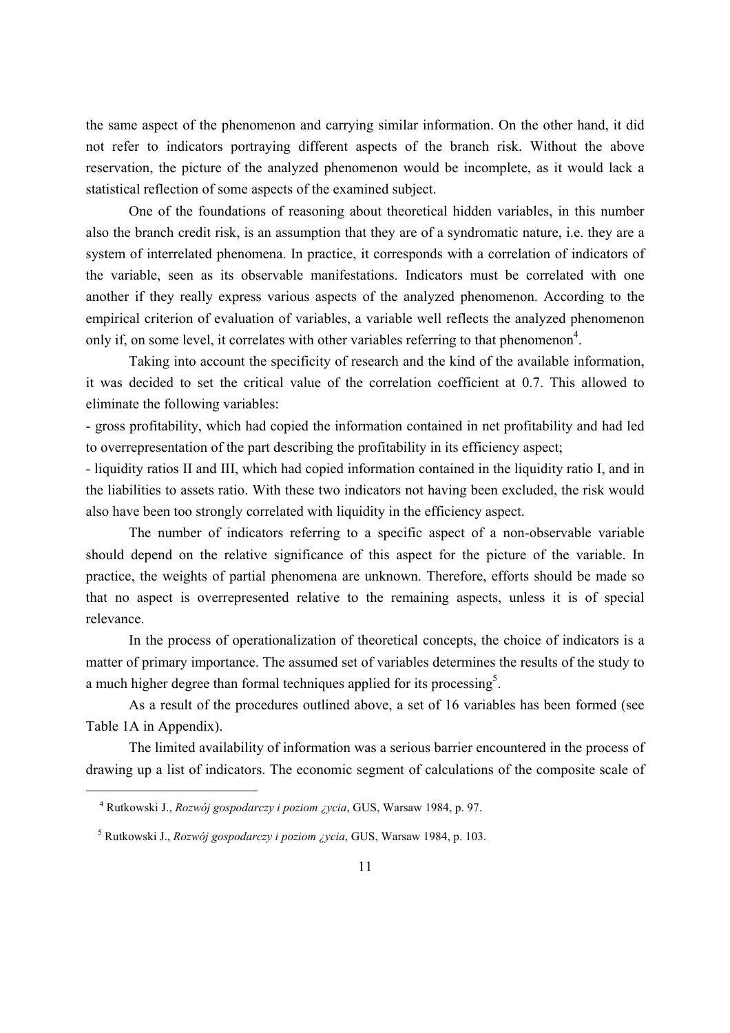the same aspect of the phenomenon and carrying similar information. On the other hand, it did not refer to indicators portraying different aspects of the branch risk. Without the above reservation, the picture of the analyzed phenomenon would be incomplete, as it would lack a statistical reflection of some aspects of the examined subject.

One of the foundations of reasoning about theoretical hidden variables, in this number also the branch credit risk, is an assumption that they are of a syndromatic nature, i.e. they are a system of interrelated phenomena. In practice, it corresponds with a correlation of indicators of the variable, seen as its observable manifestations. Indicators must be correlated with one another if they really express various aspects of the analyzed phenomenon. According to the empirical criterion of evaluation of variables, a variable well reflects the analyzed phenomenon only if, on some level, it correlates with other variables referring to that phenomenon[4].

Taking into account the specificity of research and the kind of the available information, it was decided to set the critical value of the correlation coefficient at 0.7. This allowed to eliminate the following variables:

- gross profitability, which had copied the information contained in net profitability and had led to overrepresentation of the part describing the profitability in its efficiency aspect;
- liquidity ratios II and III, which had copied information contained in the liquidity ratio I, and in the liabilities to assets ratio. With these two indicators not having been excluded, the risk would also have been too strongly correlated with liquidity in the efficiency aspect.

The number of indicators referring to a specific aspect of a non-observable variable should depend on the relative significance of this aspect for the picture of the variable. In practice, the weights of partial phenomena are unknown. Therefore, efforts should be made so that no aspect is overrepresented relative to the remaining aspects, unless it is of special relevance.

In the process of operationalization of theoretical concepts, the choice of indicators is a matter of primary importance. The assumed set of variables determines the results of the study to a much higher degree than formal techniques applied for its processing[5].

As a result of the procedures outlined above, a set of 16 variables has been formed (see Table 1A in Appendix).

The limited availability of information was a serious barrier encountered in the process of drawing up a list of indicators. The economic segment of calculations of the composite scale of

---

[4] Rutkowski J., *Rozwój gospodarczy i poziom ¿ycia*, GUS, Warsaw 1984, p. 97.

[5] Rutkowski J., *Rozwój gospodarczy i poziom ¿ycia*, GUS, Warsaw 1984, p. 103.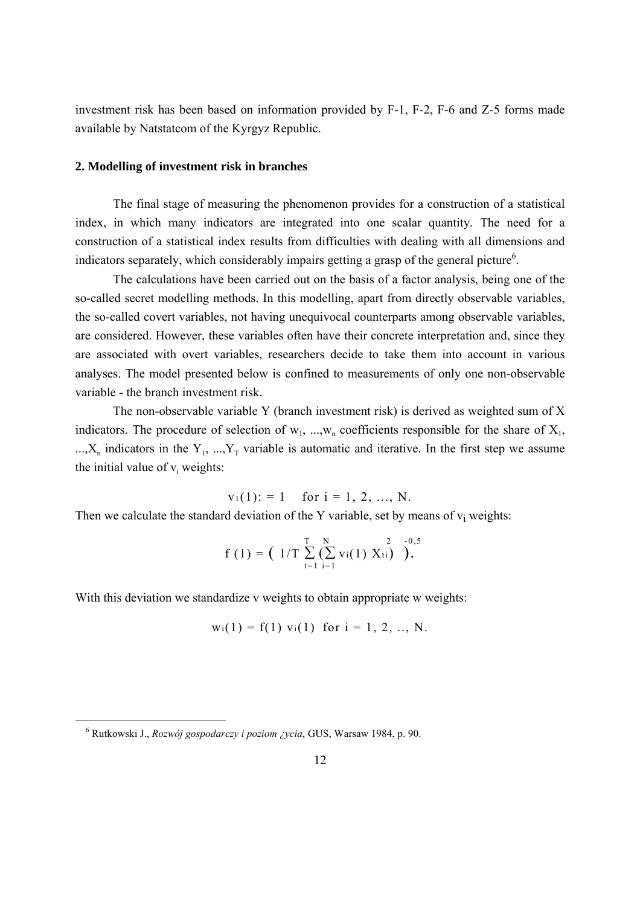investment risk has been based on information provided by F-1, F-2, F-6 and Z-5 forms made available by Natstatcom of the Kyrgyz Republic.

### 2. Modelling of investment risk in branches

The final stage of measuring the phenomenon provides for a construction of a statistical index, in which many indicators are integrated into one scalar quantity. The need for a construction of a statistical index results from difficulties with dealing with all dimensions and indicators separately, which considerably impairs getting a grasp of the general picture[6].

The calculations have been carried out on the basis of a factor analysis, being one of the so-called secret modelling methods. In this modelling, apart from directly observable variables, the so-called covert variables, not having unequivocal counterparts among observable variables, are considered. However, these variables often have their concrete interpretation and, since they are associated with overt variables, researchers decide to take them into account in various analyses. The model presented below is confined to measurements of only one non-observable variable - the branch investment risk.

The non-observable variable Y (branch investment risk) is derived as weighted sum of X indicators. The procedure of selection of $w_1, ..., w_n$ coefficients responsible for the share of $X_1, ..., X_n$ indicators in the $Y_1, ..., Y_T$ variable is automatic and iterative. In the first step we assume the initial value of $v_i$ weights:

$$v_1(1) := 1 \quad \text{for } i = 1, 2, \ldots, N.$$

Then we calculate the standard deviation of the Y variable, set by means of $v_i$ weights:

$$f(1) = \left( 1/T \sum_{t=1}^{T} \left( \sum_{i=1}^{N} v_i(1)\, X_{ti} \right)^2 \right)^{-0,5}.$$

With this deviation we standardize v weights to obtain appropriate w weights:

$$w_i(1) = f(1)\, v_i(1) \quad \text{for } i = 1, 2, .., N.$$

[6] Rutkowski J., *Rozwój gospodarczy i poziom ¿ycia*, GUS, Warsaw 1984, p. 90.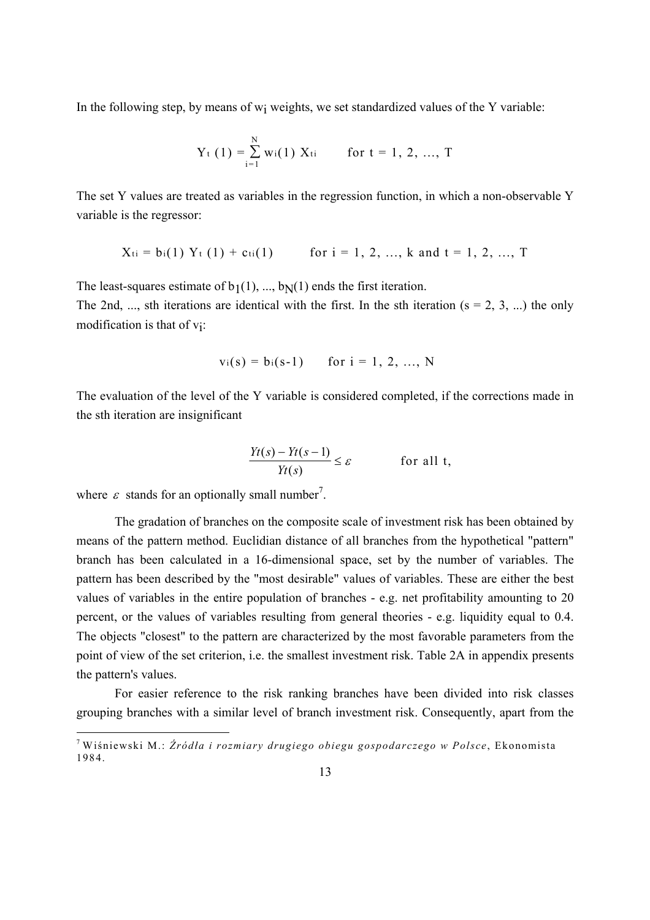In the following step, by means of $w_i$ weights, we set standardized values of the Y variable:

$$Y_t(1) = \sum_{i=1}^{N} w_i(1)\, X_{ti} \qquad \text{for } t = 1, 2, \ldots, T$$

The set Y values are treated as variables in the regression function, in which a non-observable Y variable is the regressor:

$$X_{ti} = b_i(1)\, Y_t(1) + c_{ti}(1) \qquad \text{for } i = 1, 2, \ldots, k \text{ and } t = 1, 2, \ldots, T$$

The least-squares estimate of $b_1(1), \ldots, b_N(1)$ ends the first iteration.

The 2nd, ..., sth iterations are identical with the first. In the sth iteration ($s = 2, 3, \ldots$) the only modification is that of $v_i$:

$$v_i(s) = b_i(s-1) \qquad \text{for } i = 1, 2, \ldots, N$$

The evaluation of the level of the Y variable is considered completed, if the corrections made in the sth iteration are insignificant

$$\frac{Yt(s) - Yt(s-1)}{Yt(s)} \leq \varepsilon \qquad \text{for all } t,$$

where $\varepsilon$ stands for an optionally small number[7].

The gradation of branches on the composite scale of investment risk has been obtained by means of the pattern method. Euclidian distance of all branches from the hypothetical "pattern" branch has been calculated in a 16-dimensional space, set by the number of variables. The pattern has been described by the "most desirable" values of variables. These are either the best values of variables in the entire population of branches - e.g. net profitability amounting to 20 percent, or the values of variables resulting from general theories - e.g. liquidity equal to 0.4. The objects "closest" to the pattern are characterized by the most favorable parameters from the point of view of the set criterion, i.e. the smallest investment risk. Table 2A in appendix presents the pattern's values.

For easier reference to the risk ranking branches have been divided into risk classes grouping branches with a similar level of branch investment risk. Consequently, apart from the

---

[7] Wiśniewski M.: *Źródła i rozmiary drugiego obiegu gospodarczego w Polsce*, Ekonomista 1984.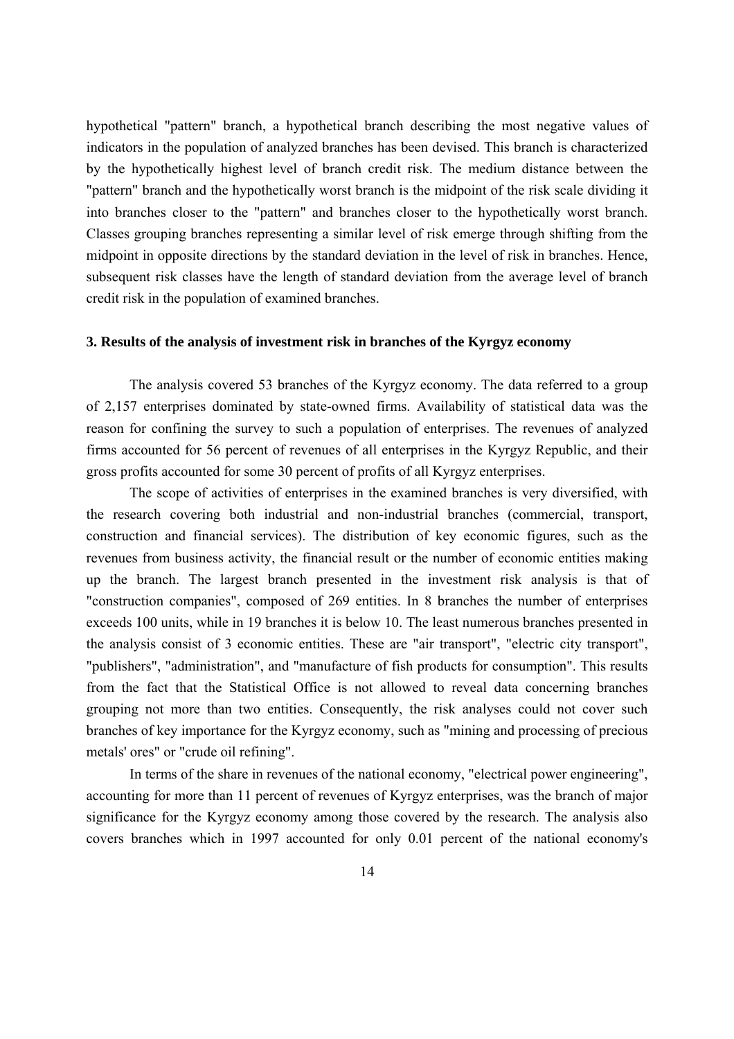hypothetical "pattern" branch, a hypothetical branch describing the most negative values of indicators in the population of analyzed branches has been devised. This branch is characterized by the hypothetically highest level of branch credit risk. The medium distance between the "pattern" branch and the hypothetically worst branch is the midpoint of the risk scale dividing it into branches closer to the "pattern" and branches closer to the hypothetically worst branch. Classes grouping branches representing a similar level of risk emerge through shifting from the midpoint in opposite directions by the standard deviation in the level of risk in branches. Hence, subsequent risk classes have the length of standard deviation from the average level of branch credit risk in the population of examined branches.

### 3. Results of the analysis of investment risk in branches of the Kyrgyz economy

The analysis covered 53 branches of the Kyrgyz economy. The data referred to a group of 2,157 enterprises dominated by state-owned firms. Availability of statistical data was the reason for confining the survey to such a population of enterprises. The revenues of analyzed firms accounted for 56 percent of revenues of all enterprises in the Kyrgyz Republic, and their gross profits accounted for some 30 percent of profits of all Kyrgyz enterprises.

The scope of activities of enterprises in the examined branches is very diversified, with the research covering both industrial and non-industrial branches (commercial, transport, construction and financial services). The distribution of key economic figures, such as the revenues from business activity, the financial result or the number of economic entities making up the branch. The largest branch presented in the investment risk analysis is that of "construction companies", composed of 269 entities. In 8 branches the number of enterprises exceeds 100 units, while in 19 branches it is below 10. The least numerous branches presented in the analysis consist of 3 economic entities. These are "air transport", "electric city transport", "publishers", "administration", and "manufacture of fish products for consumption". This results from the fact that the Statistical Office is not allowed to reveal data concerning branches grouping not more than two entities. Consequently, the risk analyses could not cover such branches of key importance for the Kyrgyz economy, such as "mining and processing of precious metals' ores" or "crude oil refining".

In terms of the share in revenues of the national economy, "electrical power engineering", accounting for more than 11 percent of revenues of Kyrgyz enterprises, was the branch of major significance for the Kyrgyz economy among those covered by the research. The analysis also covers branches which in 1997 accounted for only 0.01 percent of the national economy's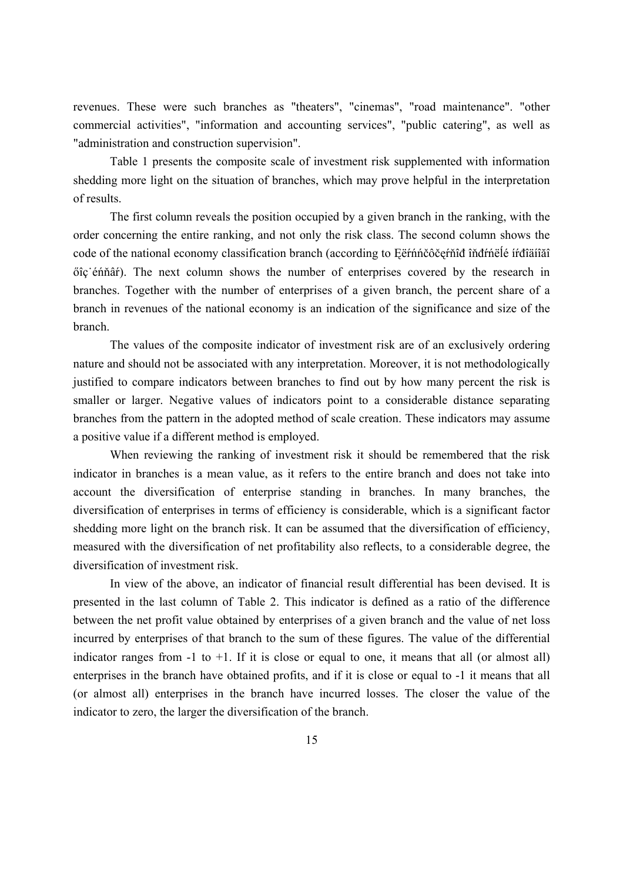revenues. These were such branches as "theaters", "cinemas", "road maintenance". "other commercial activities", "information and accounting services", "public catering", as well as "administration and construction supervision".

Table 1 presents the composite scale of investment risk supplemented with information shedding more light on the situation of branches, which may prove helpful in the interpretation of results.

The first column reveals the position occupied by a given branch in the ranking, with the order concerning the entire ranking, and not only the risk class. The second column shows the code of the national economy classification branch (according to Ęëŕńńčôčęŕňîđ îňđŕńëĺé íŕđîäíîăî őîç˙éńňâŕ). The next column shows the number of enterprises covered by the research in branches. Together with the number of enterprises of a given branch, the percent share of a branch in revenues of the national economy is an indication of the significance and size of the branch.

The values of the composite indicator of investment risk are of an exclusively ordering nature and should not be associated with any interpretation. Moreover, it is not methodologically justified to compare indicators between branches to find out by how many percent the risk is smaller or larger. Negative values of indicators point to a considerable distance separating branches from the pattern in the adopted method of scale creation. These indicators may assume a positive value if a different method is employed.

When reviewing the ranking of investment risk it should be remembered that the risk indicator in branches is a mean value, as it refers to the entire branch and does not take into account the diversification of enterprise standing in branches. In many branches, the diversification of enterprises in terms of efficiency is considerable, which is a significant factor shedding more light on the branch risk. It can be assumed that the diversification of efficiency, measured with the diversification of net profitability also reflects, to a considerable degree, the diversification of investment risk.

In view of the above, an indicator of financial result differential has been devised. It is presented in the last column of Table 2. This indicator is defined as a ratio of the difference between the net profit value obtained by enterprises of a given branch and the value of net loss incurred by enterprises of that branch to the sum of these figures. The value of the differential indicator ranges from -1 to +1. If it is close or equal to one, it means that all (or almost all) enterprises in the branch have obtained profits, and if it is close or equal to -1 it means that all (or almost all) enterprises in the branch have incurred losses. The closer the value of the indicator to zero, the larger the diversification of the branch.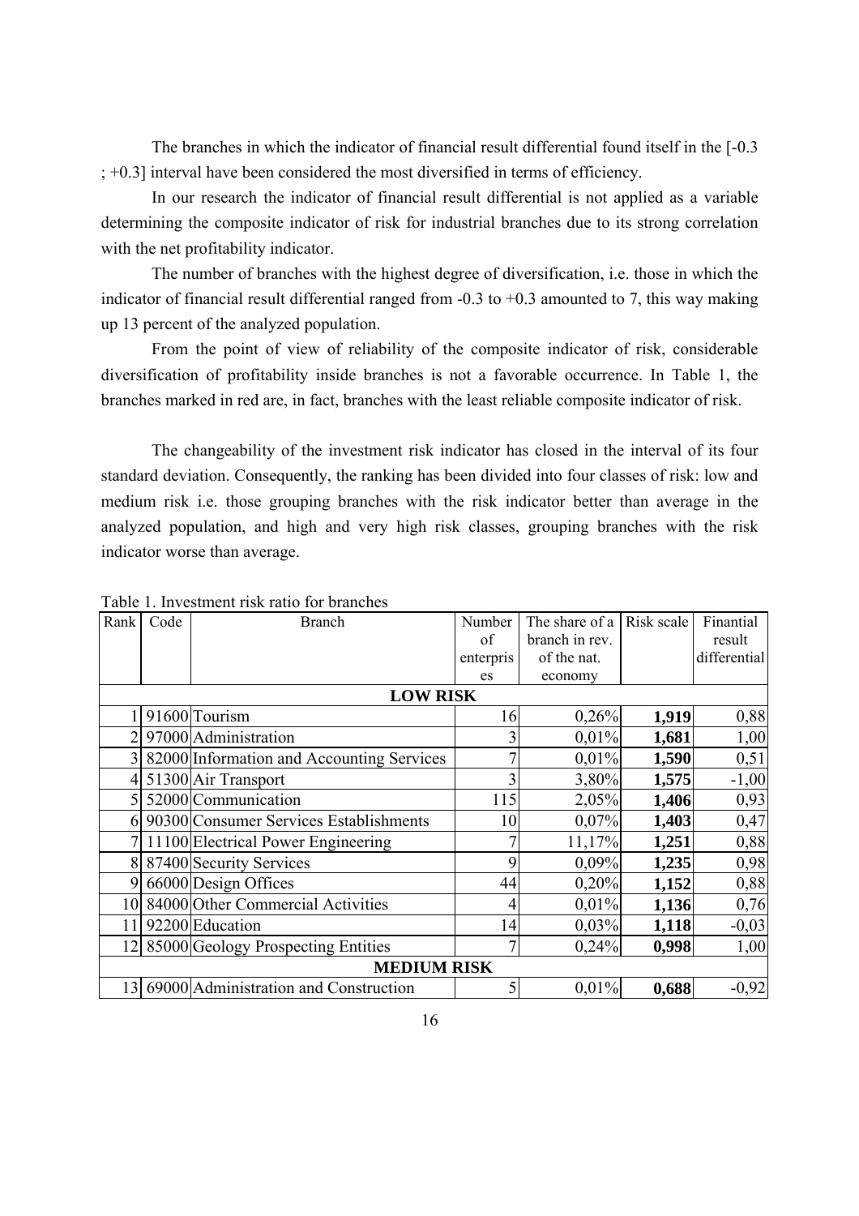The branches in which the indicator of financial result differential found itself in the [-0.3 ; +0.3] interval have been considered the most diversified in terms of efficiency.

In our research the indicator of financial result differential is not applied as a variable determining the composite indicator of risk for industrial branches due to its strong correlation with the net profitability indicator.

The number of branches with the highest degree of diversification, i.e. those in which the indicator of financial result differential ranged from -0.3 to +0.3 amounted to 7, this way making up 13 percent of the analyzed population.

From the point of view of reliability of the composite indicator of risk, considerable diversification of profitability inside branches is not a favorable occurrence. In Table 1, the branches marked in red are, in fact, branches with the least reliable composite indicator of risk.

The changeability of the investment risk indicator has closed in the interval of its four standard deviation. Consequently, the ranking has been divided into four classes of risk: low and medium risk i.e. those grouping branches with the risk indicator better than average in the analyzed population, and high and very high risk classes, grouping branches with the risk indicator worse than average.

Table 1. Investment risk ratio for branches

| Rank | Code | Branch | Number of enterprises | The share of a branch in rev. of the nat. economy | Risk scale | Finantial result differential |
|---|---|---|---|---|---|---|
| | | **LOW RISK** | | | | |
| 1 | 91600 | Tourism | 16 | 0,26% | **1,919** | 0,88 |
| 2 | 97000 | Administration | 3 | 0,01% | **1,681** | 1,00 |
| 3 | 82000 | Information and Accounting Services | 7 | 0,01% | **1,590** | 0,51 |
| 4 | 51300 | Air Transport | 3 | 3,80% | **1,575** | -1,00 |
| 5 | 52000 | Communication | 115 | 2,05% | **1,406** | 0,93 |
| 6 | 90300 | Consumer Services Establishments | 10 | 0,07% | **1,403** | 0,47 |
| 7 | 11100 | Electrical Power Engineering | 7 | 11,17% | **1,251** | 0,88 |
| 8 | 87400 | Security Services | 9 | 0,09% | **1,235** | 0,98 |
| 9 | 66000 | Design Offices | 44 | 0,20% | **1,152** | 0,88 |
| 10 | 84000 | Other Commercial Activities | 4 | 0,01% | **1,136** | 0,76 |
| 11 | 92200 | Education | 14 | 0,03% | **1,118** | -0,03 |
| 12 | 85000 | Geology Prospecting Entities | 7 | 0,24% | **0,998** | 1,00 |
| | | **MEDIUM RISK** | | | | |
| 13 | 69000 | Administration and Construction | 5 | 0,01% | **0,688** | -0,92 |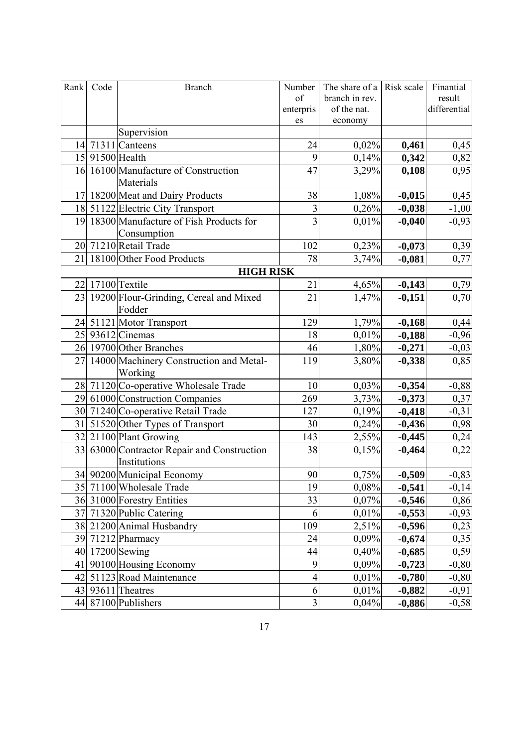| Rank | Code | Branch | Number of enterprises | The share of a branch in rev. of the nat. economy | Risk scale | Finantial result differential |
|---|---|---|---|---|---|---|
| | | Supervision | | | | |
| 14 | 71311 | Canteens | 24 | 0,02% | **0,461** | 0,45 |
| 15 | 91500 | Health | 9 | 0,14% | **0,342** | 0,82 |
| 16 | 16100 | Manufacture of Construction Materials | 47 | 3,29% | **0,108** | 0,95 |
| 17 | 18200 | Meat and Dairy Products | 38 | 1,08% | **-0,015** | 0,45 |
| 18 | 51122 | Electric City Transport | 3 | 0,26% | **-0,038** | -1,00 |
| 19 | 18300 | Manufacture of Fish Products for Consumption | 3 | 0,01% | **-0,040** | -0,93 |
| 20 | 71210 | Retail Trade | 102 | 0,23% | **-0,073** | 0,39 |
| 21 | 18100 | Other Food Products | 78 | 3,74% | **-0,081** | 0,77 |
| | | **HIGH RISK** | | | | |
| 22 | 17100 | Textile | 21 | 4,65% | **-0,143** | 0,79 |
| 23 | 19200 | Flour-Grinding, Cereal and Mixed Fodder | 21 | 1,47% | **-0,151** | 0,70 |
| 24 | 51121 | Motor Transport | 129 | 1,79% | **-0,168** | 0,44 |
| 25 | 93612 | Cinemas | 18 | 0,01% | **-0,188** | -0,96 |
| 26 | 19700 | Other Branches | 46 | 1,80% | **-0,271** | -0,03 |
| 27 | 14000 | Machinery Construction and Metal-Working | 119 | 3,80% | **-0,338** | 0,85 |
| 28 | 71120 | Co-operative Wholesale Trade | 10 | 0,03% | **-0,354** | -0,88 |
| 29 | 61000 | Construction Companies | 269 | 3,73% | **-0,373** | 0,37 |
| 30 | 71240 | Co-operative Retail Trade | 127 | 0,19% | **-0,418** | -0,31 |
| 31 | 51520 | Other Types of Transport | 30 | 0,24% | **-0,436** | 0,98 |
| 32 | 21100 | Plant Growing | 143 | 2,55% | **-0,445** | 0,24 |
| 33 | 63000 | Contractor Repair and Construction Institutions | 38 | 0,15% | **-0,464** | 0,22 |
| 34 | 90200 | Municipal Economy | 90 | 0,75% | **-0,509** | -0,83 |
| 35 | 71100 | Wholesale Trade | 19 | 0,08% | **-0,541** | -0,14 |
| 36 | 31000 | Forestry Entities | 33 | 0,07% | **-0,546** | 0,86 |
| 37 | 71320 | Public Catering | 6 | 0,01% | **-0,553** | -0,93 |
| 38 | 21200 | Animal Husbandry | 109 | 2,51% | **-0,596** | 0,23 |
| 39 | 71212 | Pharmacy | 24 | 0,09% | **-0,674** | 0,35 |
| 40 | 17200 | Sewing | 44 | 0,40% | **-0,685** | 0,59 |
| 41 | 90100 | Housing Economy | 9 | 0,09% | **-0,723** | -0,80 |
| 42 | 51123 | Road Maintenance | 4 | 0,01% | **-0,780** | -0,80 |
| 43 | 93611 | Theatres | 6 | 0,01% | **-0,882** | -0,91 |
| 44 | 87100 | Publishers | 3 | 0,04% | **-0,886** | -0,58 |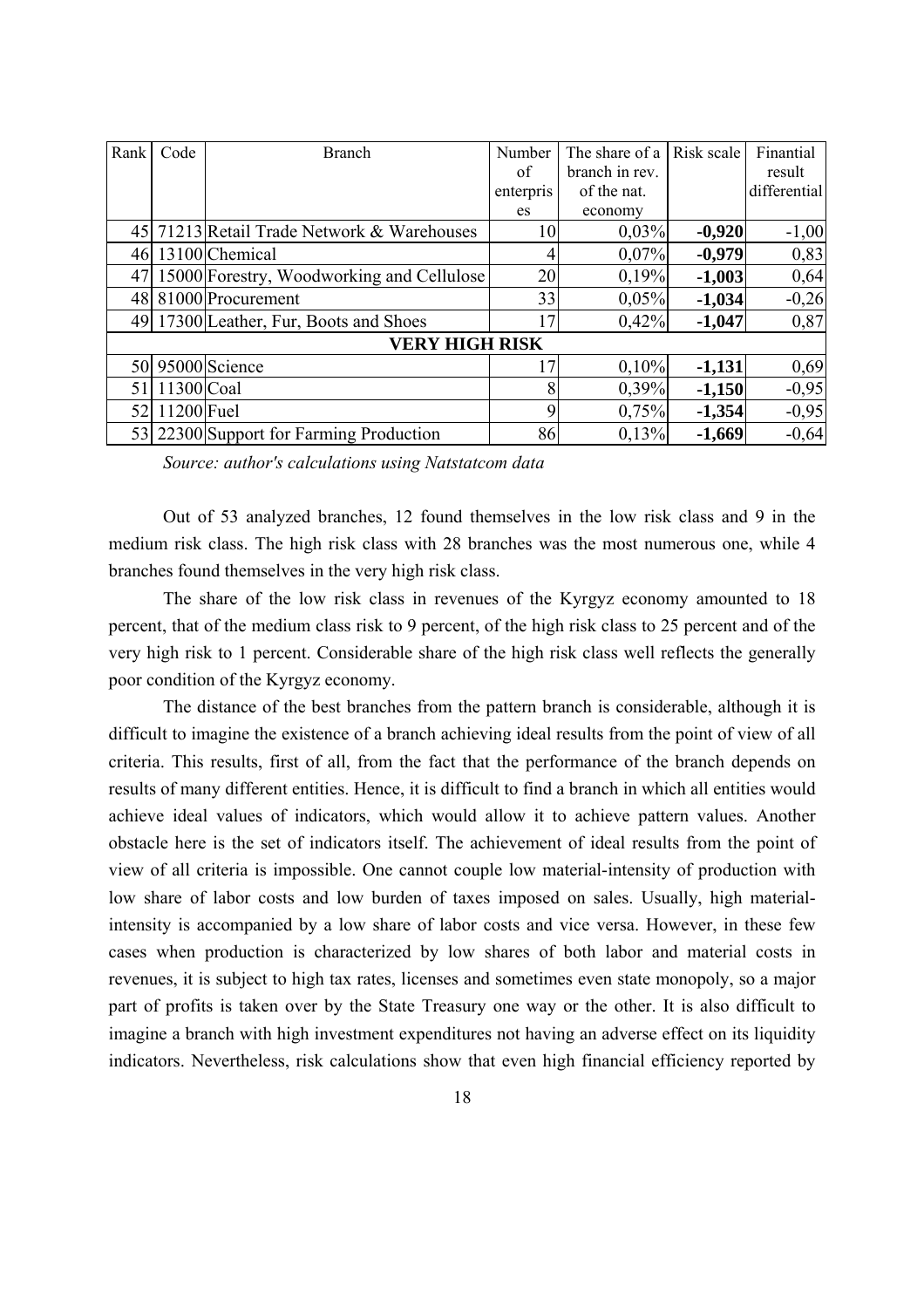| Rank | Code | Branch | Number of enterprises | The share of a branch in rev. of the nat. economy | Risk scale | Finantial result differential |
|---|---|---|---|---|---|---|
| 45 | 71213 | Retail Trade Network & Warehouses | 10 | 0,03% | **-0,920** | -1,00 |
| 46 | 13100 | Chemical | 4 | 0,07% | **-0,979** | 0,83 |
| 47 | 15000 | Forestry, Woodworking and Cellulose | 20 | 0,19% | **-1,003** | 0,64 |
| 48 | 81000 | Procurement | 33 | 0,05% | **-1,034** | -0,26 |
| 49 | 17300 | Leather, Fur, Boots and Shoes | 17 | 0,42% | **-1,047** | 0,87 |
| | | **VERY HIGH RISK** | | | | |
| 50 | 95000 | Science | 17 | 0,10% | **-1,131** | 0,69 |
| 51 | 11300 | Coal | 8 | 0,39% | **-1,150** | -0,95 |
| 52 | 11200 | Fuel | 9 | 0,75% | **-1,354** | -0,95 |
| 53 | 22300 | Support for Farming Production | 86 | 0,13% | **-1,669** | -0,64 |

*Source: author's calculations using Natstatcom data*

Out of 53 analyzed branches, 12 found themselves in the low risk class and 9 in the medium risk class. The high risk class with 28 branches was the most numerous one, while 4 branches found themselves in the very high risk class.

The share of the low risk class in revenues of the Kyrgyz economy amounted to 18 percent, that of the medium class risk to 9 percent, of the high risk class to 25 percent and of the very high risk to 1 percent. Considerable share of the high risk class well reflects the generally poor condition of the Kyrgyz economy.

The distance of the best branches from the pattern branch is considerable, although it is difficult to imagine the existence of a branch achieving ideal results from the point of view of all criteria. This results, first of all, from the fact that the performance of the branch depends on results of many different entities. Hence, it is difficult to find a branch in which all entities would achieve ideal values of indicators, which would allow it to achieve pattern values. Another obstacle here is the set of indicators itself. The achievement of ideal results from the point of view of all criteria is impossible. One cannot couple low material-intensity of production with low share of labor costs and low burden of taxes imposed on sales. Usually, high material-intensity is accompanied by a low share of labor costs and vice versa. However, in these few cases when production is characterized by low shares of both labor and material costs in revenues, it is subject to high tax rates, licenses and sometimes even state monopoly, so a major part of profits is taken over by the State Treasury one way or the other. It is also difficult to imagine a branch with high investment expenditures not having an adverse effect on its liquidity indicators. Nevertheless, risk calculations show that even high financial efficiency reported by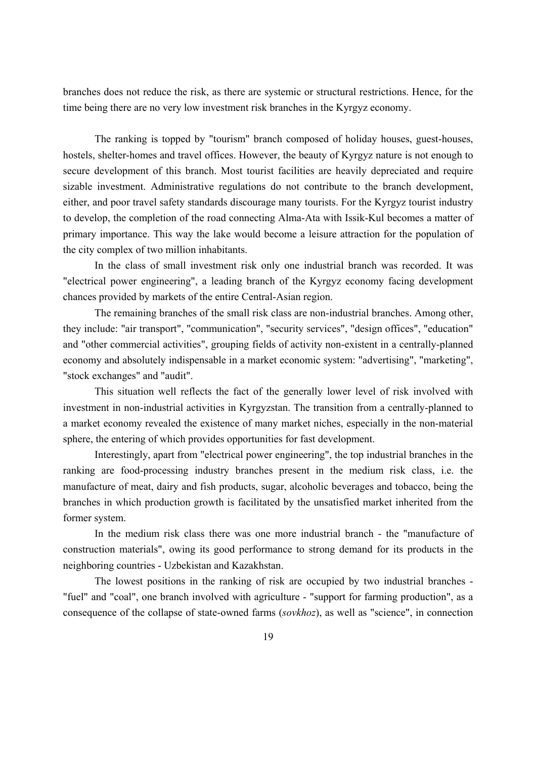branches does not reduce the risk, as there are systemic or structural restrictions. Hence, for the time being there are no very low investment risk branches in the Kyrgyz economy.

The ranking is topped by "tourism" branch composed of holiday houses, guest-houses, hostels, shelter-homes and travel offices. However, the beauty of Kyrgyz nature is not enough to secure development of this branch. Most tourist facilities are heavily depreciated and require sizable investment. Administrative regulations do not contribute to the branch development, either, and poor travel safety standards discourage many tourists. For the Kyrgyz tourist industry to develop, the completion of the road connecting Alma-Ata with Issik-Kul becomes a matter of primary importance. This way the lake would become a leisure attraction for the population of the city complex of two million inhabitants.

In the class of small investment risk only one industrial branch was recorded. It was "electrical power engineering", a leading branch of the Kyrgyz economy facing development chances provided by markets of the entire Central-Asian region.

The remaining branches of the small risk class are non-industrial branches. Among other, they include: "air transport", "communication", "security services", "design offices", "education" and "other commercial activities", grouping fields of activity non-existent in a centrally-planned economy and absolutely indispensable in a market economic system: "advertising", "marketing", "stock exchanges" and "audit".

This situation well reflects the fact of the generally lower level of risk involved with investment in non-industrial activities in Kyrgyzstan. The transition from a centrally-planned to a market economy revealed the existence of many market niches, especially in the non-material sphere, the entering of which provides opportunities for fast development.

Interestingly, apart from "electrical power engineering", the top industrial branches in the ranking are food-processing industry branches present in the medium risk class, i.e. the manufacture of meat, dairy and fish products, sugar, alcoholic beverages and tobacco, being the branches in which production growth is facilitated by the unsatisfied market inherited from the former system.

In the medium risk class there was one more industrial branch - the "manufacture of construction materials", owing its good performance to strong demand for its products in the neighboring countries - Uzbekistan and Kazakhstan.

The lowest positions in the ranking of risk are occupied by two industrial branches - "fuel" and "coal", one branch involved with agriculture - "support for farming production", as a consequence of the collapse of state-owned farms (*sovkhoz*), as well as "science", in connection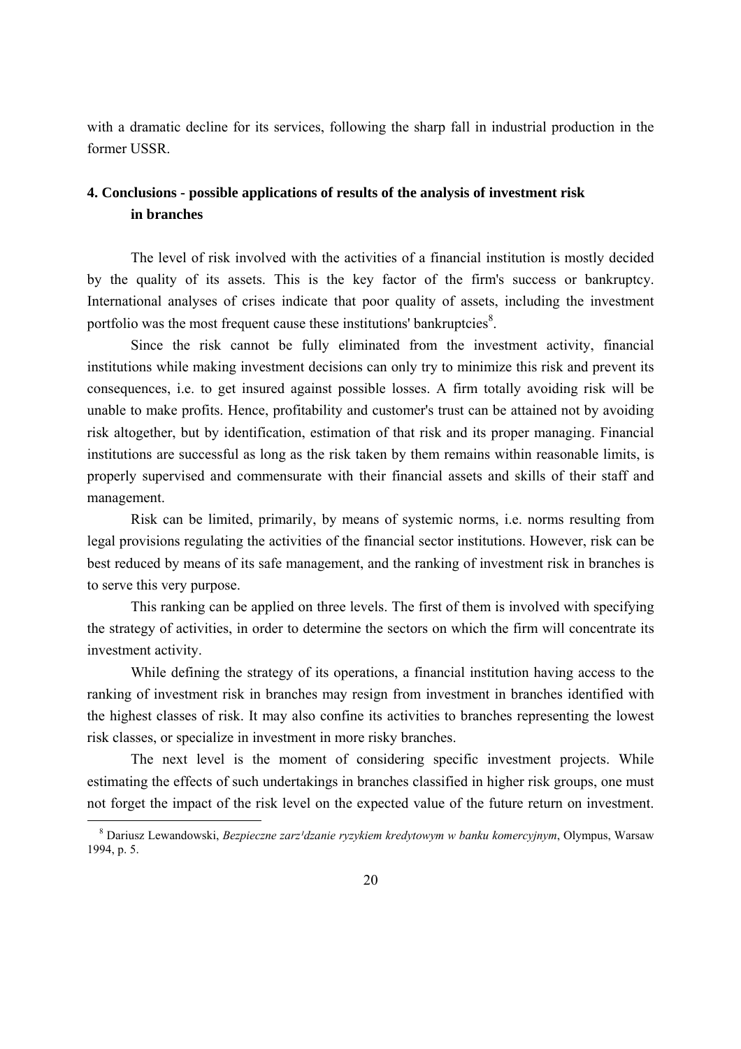with a dramatic decline for its services, following the sharp fall in industrial production in the former USSR.

## 4. Conclusions - possible applications of results of the analysis of investment risk in branches

The level of risk involved with the activities of a financial institution is mostly decided by the quality of its assets. This is the key factor of the firm's success or bankruptcy. International analyses of crises indicate that poor quality of assets, including the investment portfolio was the most frequent cause these institutions' bankruptcies[8].

Since the risk cannot be fully eliminated from the investment activity, financial institutions while making investment decisions can only try to minimize this risk and prevent its consequences, i.e. to get insured against possible losses. A firm totally avoiding risk will be unable to make profits. Hence, profitability and customer's trust can be attained not by avoiding risk altogether, but by identification, estimation of that risk and its proper managing. Financial institutions are successful as long as the risk taken by them remains within reasonable limits, is properly supervised and commensurate with their financial assets and skills of their staff and management.

Risk can be limited, primarily, by means of systemic norms, i.e. norms resulting from legal provisions regulating the activities of the financial sector institutions. However, risk can be best reduced by means of its safe management, and the ranking of investment risk in branches is to serve this very purpose.

This ranking can be applied on three levels. The first of them is involved with specifying the strategy of activities, in order to determine the sectors on which the firm will concentrate its investment activity.

While defining the strategy of its operations, a financial institution having access to the ranking of investment risk in branches may resign from investment in branches identified with the highest classes of risk. It may also confine its activities to branches representing the lowest risk classes, or specialize in investment in more risky branches.

The next level is the moment of considering specific investment projects. While estimating the effects of such undertakings in branches classified in higher risk groups, one must not forget the impact of the risk level on the expected value of the future return on investment.

[8] Dariusz Lewandowski, *Bezpieczne zarz¹dzanie ryzykiem kredytowym w banku komercyjnym*, Olympus, Warsaw 1994, p. 5.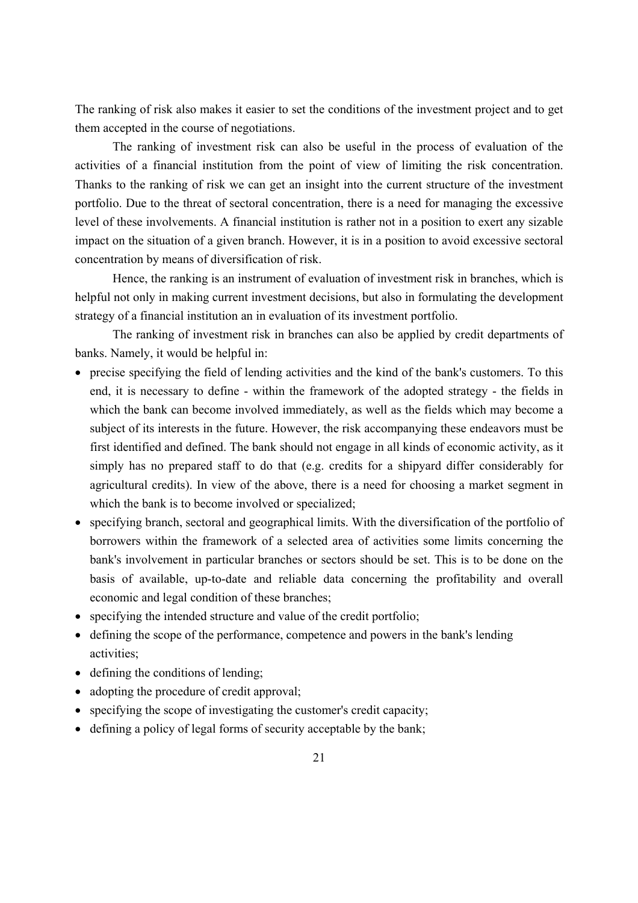The ranking of risk also makes it easier to set the conditions of the investment project and to get them accepted in the course of negotiations.

The ranking of investment risk can also be useful in the process of evaluation of the activities of a financial institution from the point of view of limiting the risk concentration. Thanks to the ranking of risk we can get an insight into the current structure of the investment portfolio. Due to the threat of sectoral concentration, there is a need for managing the excessive level of these involvements. A financial institution is rather not in a position to exert any sizable impact on the situation of a given branch. However, it is in a position to avoid excessive sectoral concentration by means of diversification of risk.

Hence, the ranking is an instrument of evaluation of investment risk in branches, which is helpful not only in making current investment decisions, but also in formulating the development strategy of a financial institution an in evaluation of its investment portfolio.

The ranking of investment risk in branches can also be applied by credit departments of banks. Namely, it would be helpful in:

- precise specifying the field of lending activities and the kind of the bank's customers. To this end, it is necessary to define - within the framework of the adopted strategy - the fields in which the bank can become involved immediately, as well as the fields which may become a subject of its interests in the future. However, the risk accompanying these endeavors must be first identified and defined. The bank should not engage in all kinds of economic activity, as it simply has no prepared staff to do that (e.g. credits for a shipyard differ considerably for agricultural credits). In view of the above, there is a need for choosing a market segment in which the bank is to become involved or specialized;
- specifying branch, sectoral and geographical limits. With the diversification of the portfolio of borrowers within the framework of a selected area of activities some limits concerning the bank's involvement in particular branches or sectors should be set. This is to be done on the basis of available, up-to-date and reliable data concerning the profitability and overall economic and legal condition of these branches;
- specifying the intended structure and value of the credit portfolio;
- defining the scope of the performance, competence and powers in the bank's lending activities;
- defining the conditions of lending;
- adopting the procedure of credit approval;
- specifying the scope of investigating the customer's credit capacity;
- defining a policy of legal forms of security acceptable by the bank;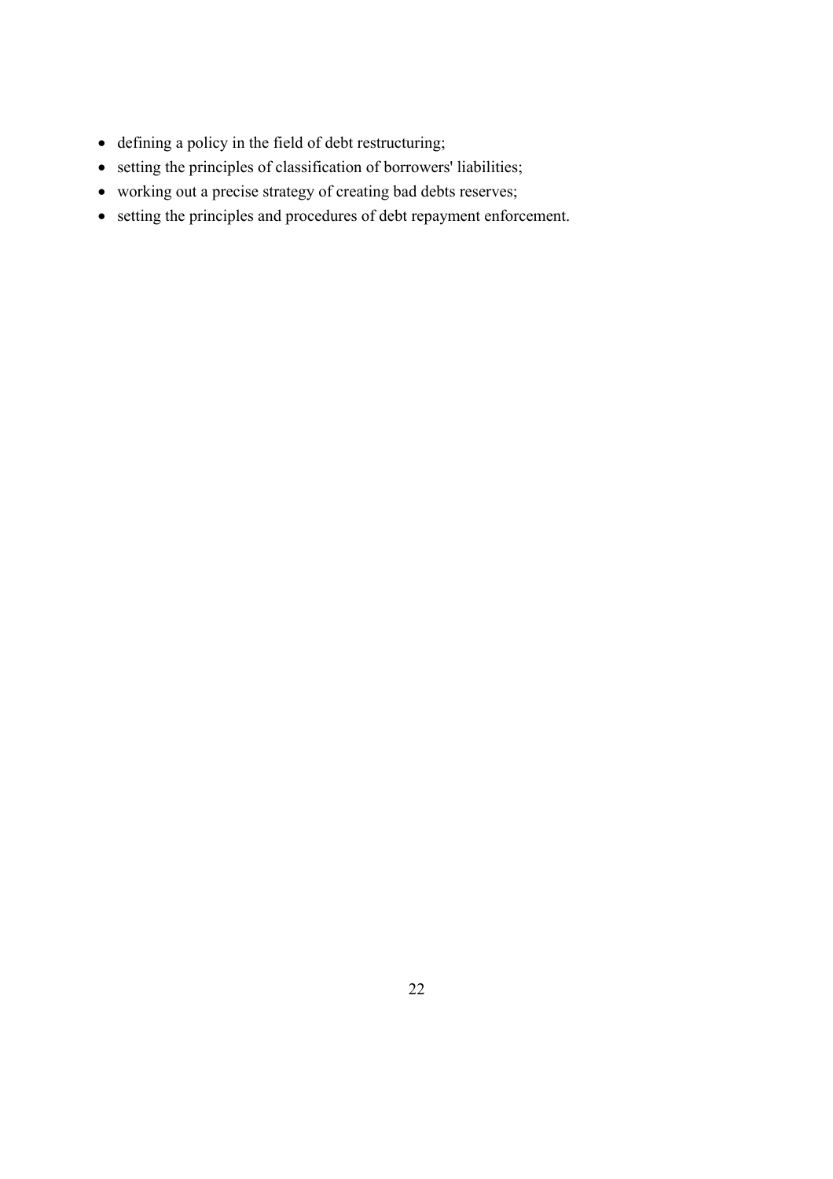- defining a policy in the field of debt restructuring;
- setting the principles of classification of borrowers' liabilities;
- working out a precise strategy of creating bad debts reserves;
- setting the principles and procedures of debt repayment enforcement.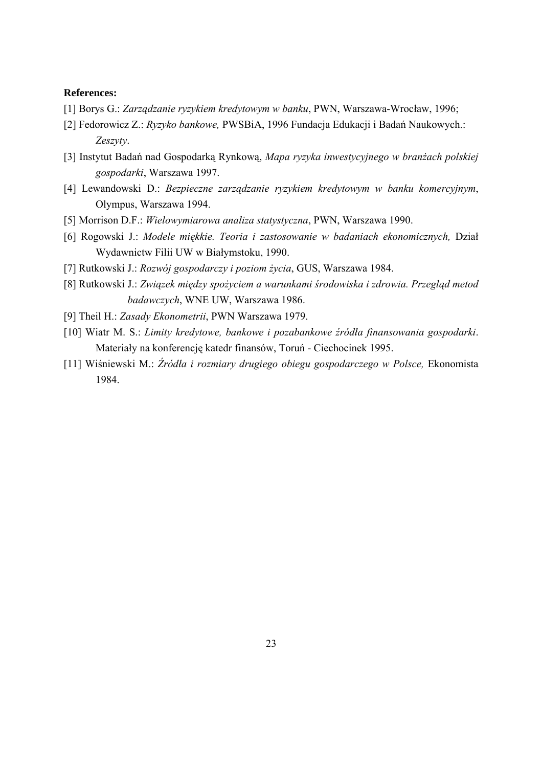**References:**

[1] Borys G.: *Zarządzanie ryzykiem kredytowym w banku*, PWN, Warszawa-Wrocław, 1996;

[2] Fedorowicz Z.: *Ryzyko bankowe,* PWSBiA, 1996 Fundacja Edukacji i Badań Naukowych.: *Zeszyty*.

[3] Instytut Badań nad Gospodarką Rynkową, *Mapa ryzyka inwestycyjnego w branżach polskiej gospodarki*, Warszawa 1997.

[4] Lewandowski D.: *Bezpieczne zarządzanie ryzykiem kredytowym w banku komercyjnym*, Olympus, Warszawa 1994.

[5] Morrison D.F.: *Wielowymiarowa analiza statystyczna*, PWN, Warszawa 1990.

[6] Rogowski J.: *Modele miękkie. Teoria i zastosowanie w badaniach ekonomicznych,* Dział Wydawnictw Filii UW w Białymstoku, 1990.

[7] Rutkowski J.: *Rozwój gospodarczy i poziom życia*, GUS, Warszawa 1984.

[8] Rutkowski J.: *Związek między spożyciem a warunkami środowiska i zdrowia. Przegląd metod badawczych*, WNE UW, Warszawa 1986.

[9] Theil H.: *Zasady Ekonometrii*, PWN Warszawa 1979.

[10] Wiatr M. S.: *Limity kredytowe, bankowe i pozabankowe źródła finansowania gospodarki*. Materiały na konferencję katedr finansów, Toruń - Ciechocinek 1995.

[11] Wiśniewski M.: *Źródła i rozmiary drugiego obiegu gospodarczego w Polsce,* Ekonomista 1984.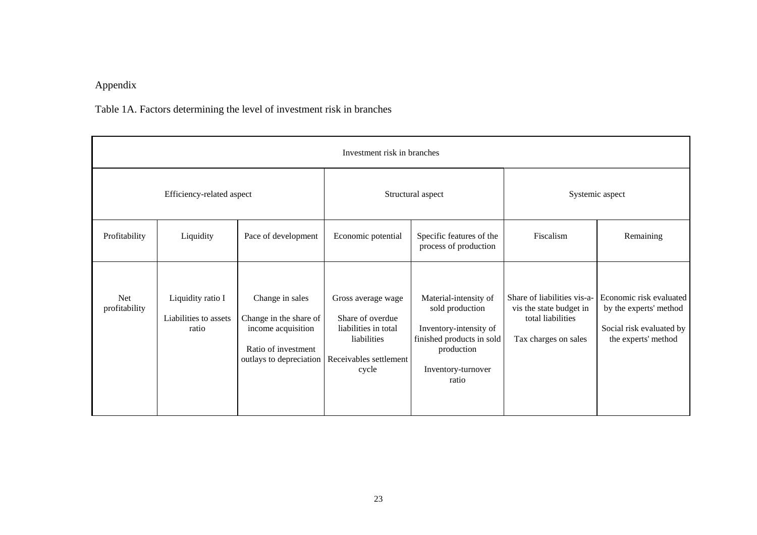Appendix

Table 1A. Factors determining the level of investment risk in branches

| Investment risk in branches | | | | | | |
|---|---|---|---|---|---|---|
| Efficiency-related aspect | | | Structural aspect | | Systemic aspect | |
| Profitability | Liquidity | Pace of development | Economic potential | Specific features of the process of production | Fiscalism | Remaining |
| Net profitability | Liquidity ratio I<br>Liabilities to assets ratio | Change in sales<br>Change in the share of income acquisition<br>Ratio of investment outlays to depreciation | Gross average wage<br>Share of overdue liabilities in total liabilities<br>Receivables settlement cycle | Material-intensity of sold production<br>Inventory-intensity of finished products in sold production<br>Inventory-turnover ratio | Share of liabilities vis-a-vis the state budget in total liabilities<br>Tax charges on sales | Economic risk evaluated by the experts' method<br>Social risk evaluated by the experts' method |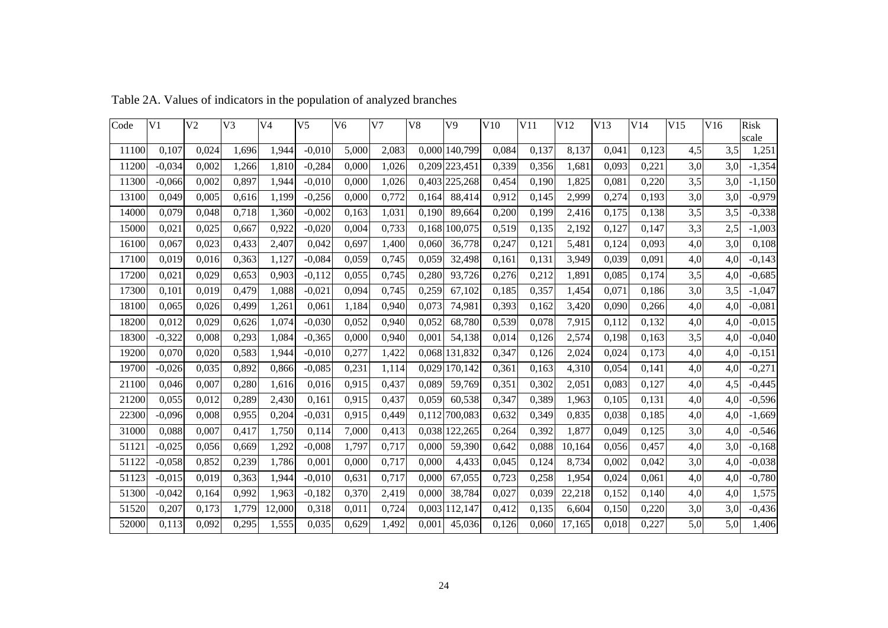Table 2A. Values of indicators in the population of analyzed branches

| Code | V1 | V2 | V3 | V4 | V5 | V6 | V7 | V8 | V9 | V10 | V11 | V12 | V13 | V14 | V15 | V16 | Risk scale |
|---|---|---|---|---|---|---|---|---|---|---|---|---|---|---|---|---|---|
| 11100 | 0,107 | 0,024 | 1,696 | 1,944 | -0,010 | 5,000 | 2,083 | 0,000 | 140,799 | 0,084 | 0,137 | 8,137 | 0,041 | 0,123 | 4,5 | 3,5 | 1,251 |
| 11200 | -0,034 | 0,002 | 1,266 | 1,810 | -0,284 | 0,000 | 1,026 | 0,209 | 223,451 | 0,339 | 0,356 | 1,681 | 0,093 | 0,221 | 3,0 | 3,0 | -1,354 |
| 11300 | -0,066 | 0,002 | 0,897 | 1,944 | -0,010 | 0,000 | 1,026 | 0,403 | 225,268 | 0,454 | 0,190 | 1,825 | 0,081 | 0,220 | 3,5 | 3,0 | -1,150 |
| 13100 | 0,049 | 0,005 | 0,616 | 1,199 | -0,256 | 0,000 | 0,772 | 0,164 | 88,414 | 0,912 | 0,145 | 2,999 | 0,274 | 0,193 | 3,0 | 3,0 | -0,979 |
| 14000 | 0,079 | 0,048 | 0,718 | 1,360 | -0,002 | 0,163 | 1,031 | 0,190 | 89,664 | 0,200 | 0,199 | 2,416 | 0,175 | 0,138 | 3,5 | 3,5 | -0,338 |
| 15000 | 0,021 | 0,025 | 0,667 | 0,922 | -0,020 | 0,004 | 0,733 | 0,168 | 100,075 | 0,519 | 0,135 | 2,192 | 0,127 | 0,147 | 3,3 | 2,5 | -1,003 |
| 16100 | 0,067 | 0,023 | 0,433 | 2,407 | 0,042 | 0,697 | 1,400 | 0,060 | 36,778 | 0,247 | 0,121 | 5,481 | 0,124 | 0,093 | 4,0 | 3,0 | 0,108 |
| 17100 | 0,019 | 0,016 | 0,363 | 1,127 | -0,084 | 0,059 | 0,745 | 0,059 | 32,498 | 0,161 | 0,131 | 3,949 | 0,039 | 0,091 | 4,0 | 4,0 | -0,143 |
| 17200 | 0,021 | 0,029 | 0,653 | 0,903 | -0,112 | 0,055 | 0,745 | 0,280 | 93,726 | 0,276 | 0,212 | 1,891 | 0,085 | 0,174 | 3,5 | 4,0 | -0,685 |
| 17300 | 0,101 | 0,019 | 0,479 | 1,088 | -0,021 | 0,094 | 0,745 | 0,259 | 67,102 | 0,185 | 0,357 | 1,454 | 0,071 | 0,186 | 3,0 | 3,5 | -1,047 |
| 18100 | 0,065 | 0,026 | 0,499 | 1,261 | 0,061 | 1,184 | 0,940 | 0,073 | 74,981 | 0,393 | 0,162 | 3,420 | 0,090 | 0,266 | 4,0 | 4,0 | -0,081 |
| 18200 | 0,012 | 0,029 | 0,626 | 1,074 | -0,030 | 0,052 | 0,940 | 0,052 | 68,780 | 0,539 | 0,078 | 7,915 | 0,112 | 0,132 | 4,0 | 4,0 | -0,015 |
| 18300 | -0,322 | 0,008 | 0,293 | 1,084 | -0,365 | 0,000 | 0,940 | 0,001 | 54,138 | 0,014 | 0,126 | 2,574 | 0,198 | 0,163 | 3,5 | 4,0 | -0,040 |
| 19200 | 0,070 | 0,020 | 0,583 | 1,944 | -0,010 | 0,277 | 1,422 | 0,068 | 131,832 | 0,347 | 0,126 | 2,024 | 0,024 | 0,173 | 4,0 | 4,0 | -0,151 |
| 19700 | -0,026 | 0,035 | 0,892 | 0,866 | -0,085 | 0,231 | 1,114 | 0,029 | 170,142 | 0,361 | 0,163 | 4,310 | 0,054 | 0,141 | 4,0 | 4,0 | -0,271 |
| 21100 | 0,046 | 0,007 | 0,280 | 1,616 | 0,016 | 0,915 | 0,437 | 0,089 | 59,769 | 0,351 | 0,302 | 2,051 | 0,083 | 0,127 | 4,0 | 4,5 | -0,445 |
| 21200 | 0,055 | 0,012 | 0,289 | 2,430 | 0,161 | 0,915 | 0,437 | 0,059 | 60,538 | 0,347 | 0,389 | 1,963 | 0,105 | 0,131 | 4,0 | 4,0 | -0,596 |
| 22300 | -0,096 | 0,008 | 0,955 | 0,204 | -0,031 | 0,915 | 0,449 | 0,112 | 700,083 | 0,632 | 0,349 | 0,835 | 0,038 | 0,185 | 4,0 | 4,0 | -1,669 |
| 31000 | 0,088 | 0,007 | 0,417 | 1,750 | 0,114 | 7,000 | 0,413 | 0,038 | 122,265 | 0,264 | 0,392 | 1,877 | 0,049 | 0,125 | 3,0 | 4,0 | -0,546 |
| 51121 | -0,025 | 0,056 | 0,669 | 1,292 | -0,008 | 1,797 | 0,717 | 0,000 | 59,390 | 0,642 | 0,088 | 10,164 | 0,056 | 0,457 | 4,0 | 3,0 | -0,168 |
| 51122 | -0,058 | 0,852 | 0,239 | 1,786 | 0,001 | 0,000 | 0,717 | 0,000 | 4,433 | 0,045 | 0,124 | 8,734 | 0,002 | 0,042 | 3,0 | 4,0 | -0,038 |
| 51123 | -0,015 | 0,019 | 0,363 | 1,944 | -0,010 | 0,631 | 0,717 | 0,000 | 67,055 | 0,723 | 0,258 | 1,954 | 0,024 | 0,061 | 4,0 | 4,0 | -0,780 |
| 51300 | -0,042 | 0,164 | 0,992 | 1,963 | -0,182 | 0,370 | 2,419 | 0,000 | 38,784 | 0,027 | 0,039 | 22,218 | 0,152 | 0,140 | 4,0 | 4,0 | 1,575 |
| 51520 | 0,207 | 0,173 | 1,779 | 12,000 | 0,318 | 0,011 | 0,724 | 0,003 | 112,147 | 0,412 | 0,135 | 6,604 | 0,150 | 0,220 | 3,0 | 3,0 | -0,436 |
| 52000 | 0,113 | 0,092 | 0,295 | 1,555 | 0,035 | 0,629 | 1,492 | 0,001 | 45,036 | 0,126 | 0,060 | 17,165 | 0,018 | 0,227 | 5,0 | 5,0 | 1,406 |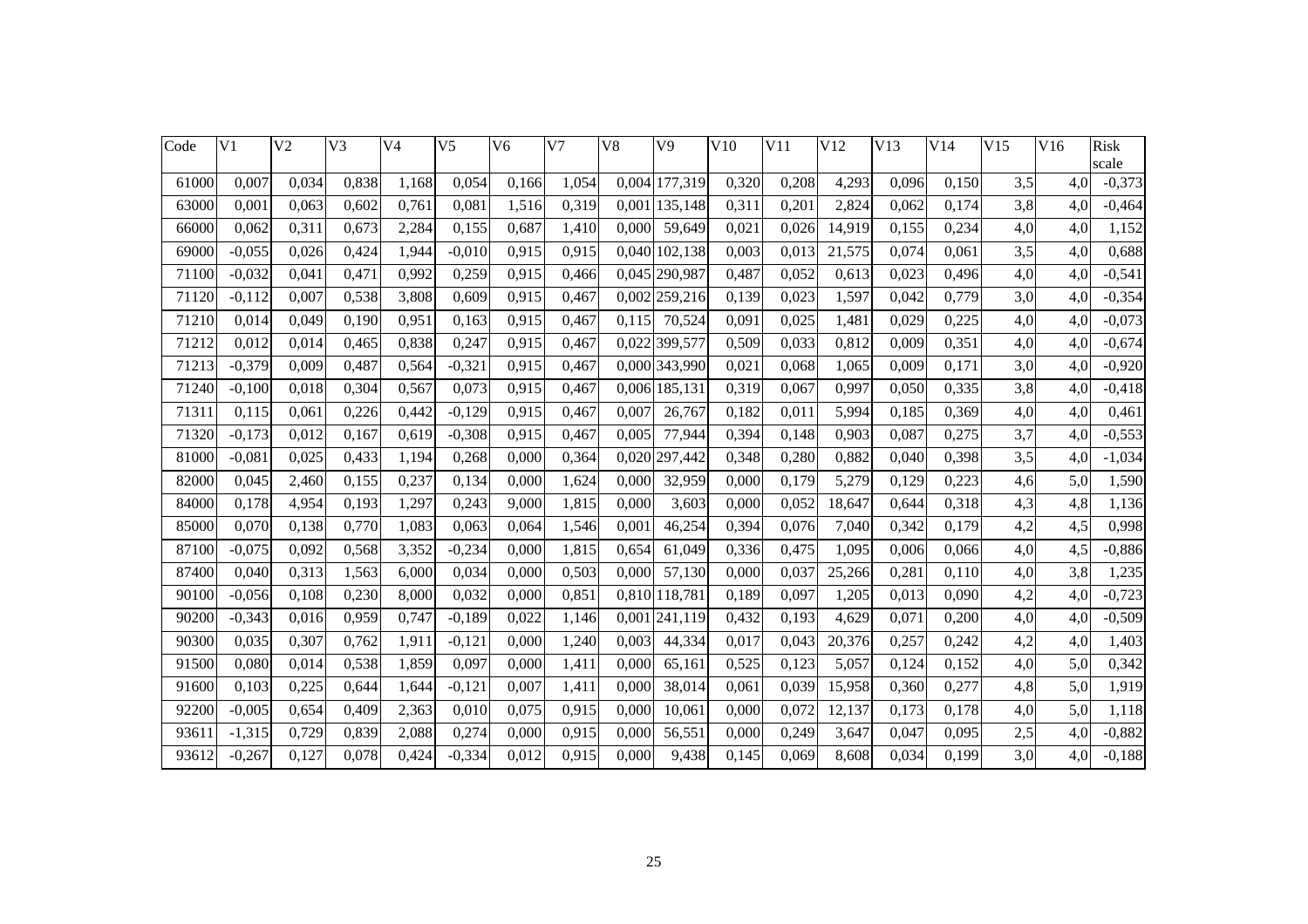| Code | V1 | V2 | V3 | V4 | V5 | V6 | V7 | V8 | V9 | V10 | V11 | V12 | V13 | V14 | V15 | V16 | Risk scale |
|---|---|---|---|---|---|---|---|---|---|---|---|---|---|---|---|---|---|
| 61000 | 0,007 | 0,034 | 0,838 | 1,168 | 0,054 | 0,166 | 1,054 | 0,004 | 177,319 | 0,320 | 0,208 | 4,293 | 0,096 | 0,150 | 3,5 | 4,0 | -0,373 |
| 63000 | 0,001 | 0,063 | 0,602 | 0,761 | 0,081 | 1,516 | 0,319 | 0,001 | 135,148 | 0,311 | 0,201 | 2,824 | 0,062 | 0,174 | 3,8 | 4,0 | -0,464 |
| 66000 | 0,062 | 0,311 | 0,673 | 2,284 | 0,155 | 0,687 | 1,410 | 0,000 | 59,649 | 0,021 | 0,026 | 14,919 | 0,155 | 0,234 | 4,0 | 4,0 | 1,152 |
| 69000 | -0,055 | 0,026 | 0,424 | 1,944 | -0,010 | 0,915 | 0,915 | 0,040 | 102,138 | 0,003 | 0,013 | 21,575 | 0,074 | 0,061 | 3,5 | 4,0 | 0,688 |
| 71100 | -0,032 | 0,041 | 0,471 | 0,992 | 0,259 | 0,915 | 0,466 | 0,045 | 290,987 | 0,487 | 0,052 | 0,613 | 0,023 | 0,496 | 4,0 | 4,0 | -0,541 |
| 71120 | -0,112 | 0,007 | 0,538 | 3,808 | 0,609 | 0,915 | 0,467 | 0,002 | 259,216 | 0,139 | 0,023 | 1,597 | 0,042 | 0,779 | 3,0 | 4,0 | -0,354 |
| 71210 | 0,014 | 0,049 | 0,190 | 0,951 | 0,163 | 0,915 | 0,467 | 0,115 | 70,524 | 0,091 | 0,025 | 1,481 | 0,029 | 0,225 | 4,0 | 4,0 | -0,073 |
| 71212 | 0,012 | 0,014 | 0,465 | 0,838 | 0,247 | 0,915 | 0,467 | 0,022 | 399,577 | 0,509 | 0,033 | 0,812 | 0,009 | 0,351 | 4,0 | 4,0 | -0,674 |
| 71213 | -0,379 | 0,009 | 0,487 | 0,564 | -0,321 | 0,915 | 0,467 | 0,000 | 343,990 | 0,021 | 0,068 | 1,065 | 0,009 | 0,171 | 3,0 | 4,0 | -0,920 |
| 71240 | -0,100 | 0,018 | 0,304 | 0,567 | 0,073 | 0,915 | 0,467 | 0,006 | 185,131 | 0,319 | 0,067 | 0,997 | 0,050 | 0,335 | 3,8 | 4,0 | -0,418 |
| 71311 | 0,115 | 0,061 | 0,226 | 0,442 | -0,129 | 0,915 | 0,467 | 0,007 | 26,767 | 0,182 | 0,011 | 5,994 | 0,185 | 0,369 | 4,0 | 4,0 | 0,461 |
| 71320 | -0,173 | 0,012 | 0,167 | 0,619 | -0,308 | 0,915 | 0,467 | 0,005 | 77,944 | 0,394 | 0,148 | 0,903 | 0,087 | 0,275 | 3,7 | 4,0 | -0,553 |
| 81000 | -0,081 | 0,025 | 0,433 | 1,194 | 0,268 | 0,000 | 0,364 | 0,020 | 297,442 | 0,348 | 0,280 | 0,882 | 0,040 | 0,398 | 3,5 | 4,0 | -1,034 |
| 82000 | 0,045 | 2,460 | 0,155 | 0,237 | 0,134 | 0,000 | 1,624 | 0,000 | 32,959 | 0,000 | 0,179 | 5,279 | 0,129 | 0,223 | 4,6 | 5,0 | 1,590 |
| 84000 | 0,178 | 4,954 | 0,193 | 1,297 | 0,243 | 9,000 | 1,815 | 0,000 | 3,603 | 0,000 | 0,052 | 18,647 | 0,644 | 0,318 | 4,3 | 4,8 | 1,136 |
| 85000 | 0,070 | 0,138 | 0,770 | 1,083 | 0,063 | 0,064 | 1,546 | 0,001 | 46,254 | 0,394 | 0,076 | 7,040 | 0,342 | 0,179 | 4,2 | 4,5 | 0,998 |
| 87100 | -0,075 | 0,092 | 0,568 | 3,352 | -0,234 | 0,000 | 1,815 | 0,654 | 61,049 | 0,336 | 0,475 | 1,095 | 0,006 | 0,066 | 4,0 | 4,5 | -0,886 |
| 87400 | 0,040 | 0,313 | 1,563 | 6,000 | 0,034 | 0,000 | 0,503 | 0,000 | 57,130 | 0,000 | 0,037 | 25,266 | 0,281 | 0,110 | 4,0 | 3,8 | 1,235 |
| 90100 | -0,056 | 0,108 | 0,230 | 8,000 | 0,032 | 0,000 | 0,851 | 0,810 | 118,781 | 0,189 | 0,097 | 1,205 | 0,013 | 0,090 | 4,2 | 4,0 | -0,723 |
| 90200 | -0,343 | 0,016 | 0,959 | 0,747 | -0,189 | 0,022 | 1,146 | 0,001 | 241,119 | 0,432 | 0,193 | 4,629 | 0,071 | 0,200 | 4,0 | 4,0 | -0,509 |
| 90300 | 0,035 | 0,307 | 0,762 | 1,911 | -0,121 | 0,000 | 1,240 | 0,003 | 44,334 | 0,017 | 0,043 | 20,376 | 0,257 | 0,242 | 4,2 | 4,0 | 1,403 |
| 91500 | 0,080 | 0,014 | 0,538 | 1,859 | 0,097 | 0,000 | 1,411 | 0,000 | 65,161 | 0,525 | 0,123 | 5,057 | 0,124 | 0,152 | 4,0 | 5,0 | 0,342 |
| 91600 | 0,103 | 0,225 | 0,644 | 1,644 | -0,121 | 0,007 | 1,411 | 0,000 | 38,014 | 0,061 | 0,039 | 15,958 | 0,360 | 0,277 | 4,8 | 5,0 | 1,919 |
| 92200 | -0,005 | 0,654 | 0,409 | 2,363 | 0,010 | 0,075 | 0,915 | 0,000 | 10,061 | 0,000 | 0,072 | 12,137 | 0,173 | 0,178 | 4,0 | 5,0 | 1,118 |
| 93611 | -1,315 | 0,729 | 0,839 | 2,088 | 0,274 | 0,000 | 0,915 | 0,000 | 56,551 | 0,000 | 0,249 | 3,647 | 0,047 | 0,095 | 2,5 | 4,0 | -0,882 |
| 93612 | -0,267 | 0,127 | 0,078 | 0,424 | -0,334 | 0,012 | 0,915 | 0,000 | 9,438 | 0,145 | 0,069 | 8,608 | 0,034 | 0,199 | 3,0 | 4,0 | -0,188 |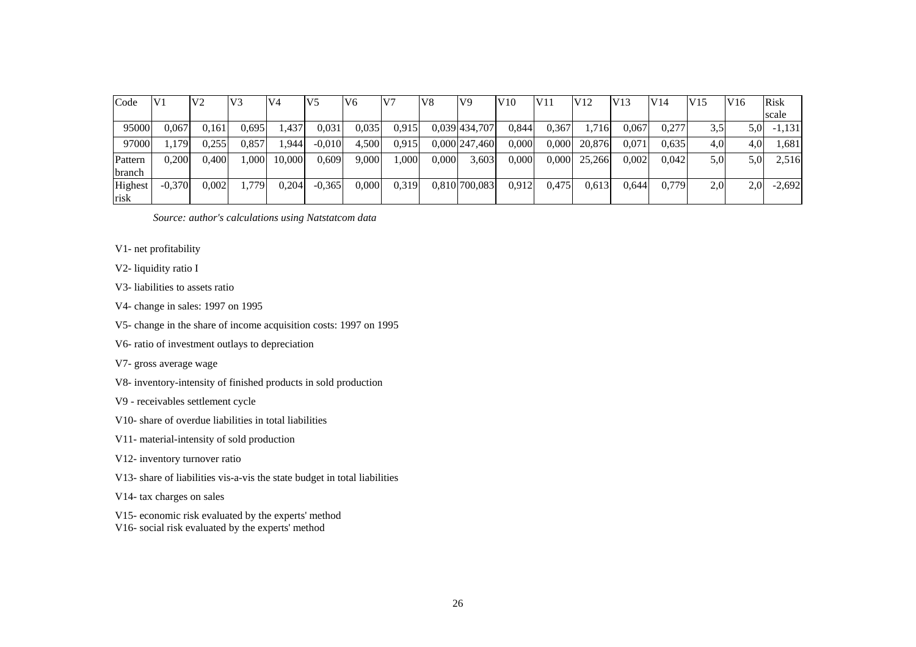| Code | V1 | V2 | V3 | V4 | V5 | V6 | V7 | V8 | V9 | V10 | V11 | V12 | V13 | V14 | V15 | V16 | Risk scale |
|---|---|---|---|---|---|---|---|---|---|---|---|---|---|---|---|---|---|
| 95000 | 0,067 | 0,161 | 0,695 | 1,437 | 0,031 | 0,035 | 0,915 | 0,039 | 434,707 | 0,844 | 0,367 | 1,716 | 0,067 | 0,277 | 3,5 | 5,0 | -1,131 |
| 97000 | 1,179 | 0,255 | 0,857 | 1,944 | -0,010 | 4,500 | 0,915 | 0,000 | 247,460 | 0,000 | 0,000 | 20,876 | 0,071 | 0,635 | 4,0 | 4,0 | 1,681 |
| Pattern branch | 0,200 | 0,400 | 1,000 | 10,000 | 0,609 | 9,000 | 1,000 | 0,000 | 3,603 | 0,000 | 0,000 | 25,266 | 0,002 | 0,042 | 5,0 | 5,0 | 2,516 |
| Highest risk | -0,370 | 0,002 | 1,779 | 0,204 | -0,365 | 0,000 | 0,319 | 0,810 | 700,083 | 0,912 | 0,475 | 0,613 | 0,644 | 0,779 | 2,0 | 2,0 | -2,692 |

*Source: author's calculations using Natstatcom data*

V1- net profitability

V2- liquidity ratio I

V3- liabilities to assets ratio

V4- change in sales: 1997 on 1995

V5- change in the share of income acquisition costs: 1997 on 1995

V6- ratio of investment outlays to depreciation

V7- gross average wage

V8- inventory-intensity of finished products in sold production

V9 - receivables settlement cycle

V10- share of overdue liabilities in total liabilities

V11- material-intensity of sold production

V12- inventory turnover ratio

V13- share of liabilities vis-a-vis the state budget in total liabilities

V14- tax charges on sales

V15- economic risk evaluated by the experts' method

V16- social risk evaluated by the experts' method